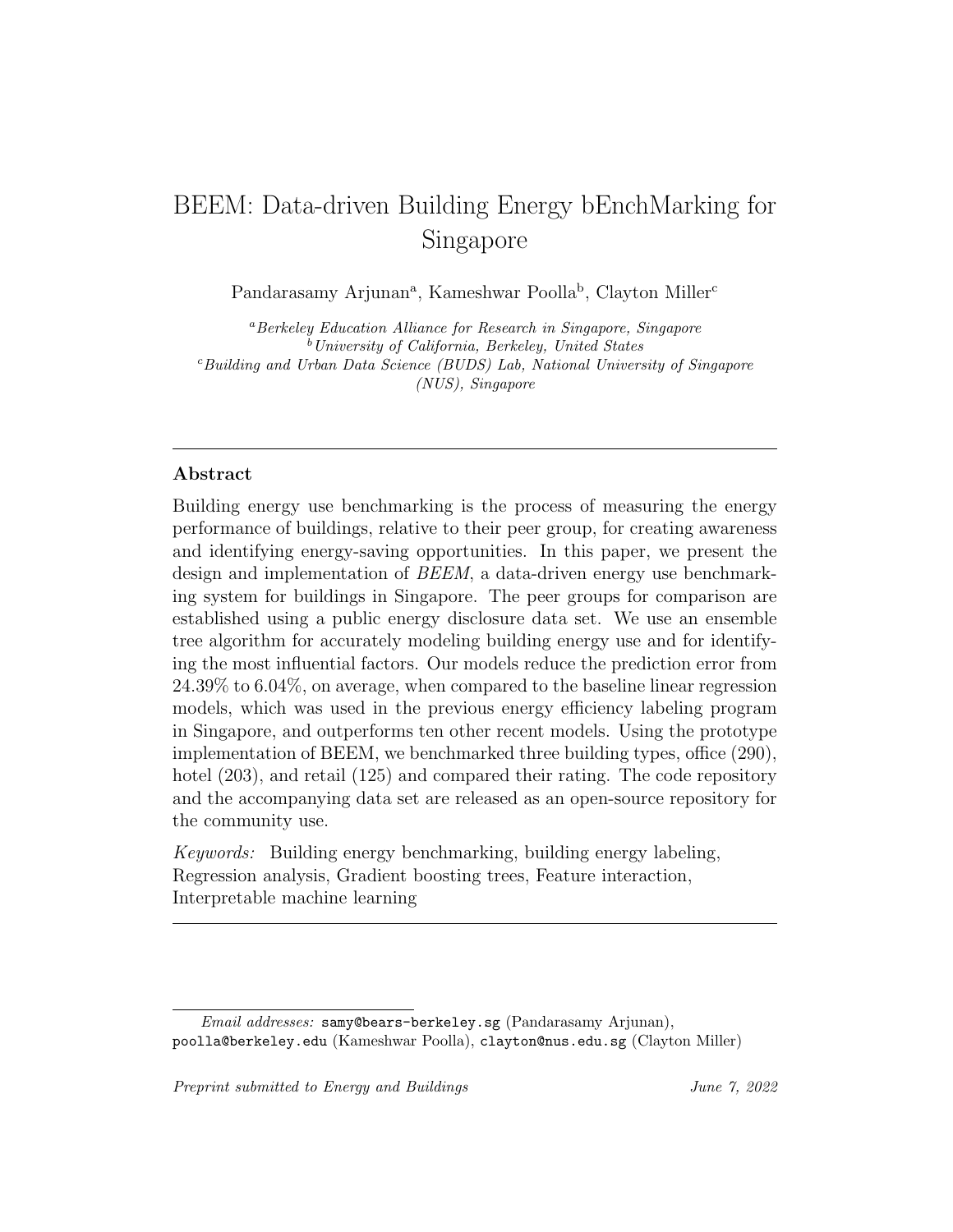# BEEM: Data-driven Building Energy bEnchMarking for Singapore

Pandarasamy Arjunan[a], Kameshwar Poolla[b], Clayton Miller[c]

[a]*Berkeley Education Alliance for Research in Singapore, Singapore*
[b]*University of California, Berkeley, United States*
[c]*Building and Urban Data Science (BUDS) Lab, National University of Singapore (NUS), Singapore*

---

## Abstract

Building energy use benchmarking is the process of measuring the energy performance of buildings, relative to their peer group, for creating awareness and identifying energy-saving opportunities. In this paper, we present the design and implementation of *BEEM*, a data-driven energy use benchmarking system for buildings in Singapore. The peer groups for comparison are established using a public energy disclosure data set. We use an ensemble tree algorithm for accurately modeling building energy use and for identifying the most influential factors. Our models reduce the prediction error from 24.39% to 6.04%, on average, when compared to the baseline linear regression models, which was used in the previous energy efficiency labeling program in Singapore, and outperforms ten other recent models. Using the prototype implementation of BEEM, we benchmarked three building types, office (290), hotel (203), and retail (125) and compared their rating. The code repository and the accompanying data set are released as an open-source repository for the community use.

*Keywords:* Building energy benchmarking, building energy labeling, Regression analysis, Gradient boosting trees, Feature interaction, Interpretable machine learning

---

*Email addresses:* samy@bears-berkeley.sg (Pandarasamy Arjunan), poolla@berkeley.edu (Kameshwar Poolla), clayton@nus.edu.sg (Clayton Miller)

*Preprint submitted to Energy and Buildings* *June 7, 2022*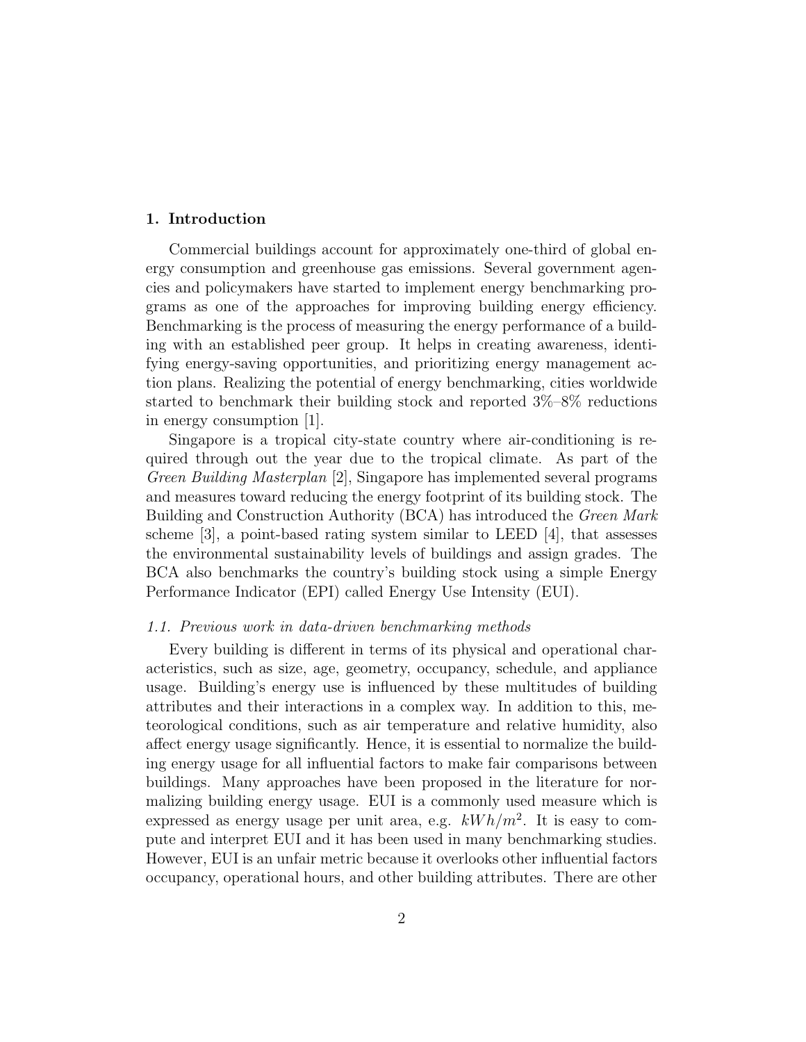## 1. Introduction

Commercial buildings account for approximately one-third of global energy consumption and greenhouse gas emissions. Several government agencies and policymakers have started to implement energy benchmarking programs as one of the approaches for improving building energy efficiency. Benchmarking is the process of measuring the energy performance of a building with an established peer group. It helps in creating awareness, identifying energy-saving opportunities, and prioritizing energy management action plans. Realizing the potential of energy benchmarking, cities worldwide started to benchmark their building stock and reported 3%–8% reductions in energy consumption [1].

Singapore is a tropical city-state country where air-conditioning is required through out the year due to the tropical climate. As part of the *Green Building Masterplan* [2], Singapore has implemented several programs and measures toward reducing the energy footprint of its building stock. The Building and Construction Authority (BCA) has introduced the *Green Mark* scheme [3], a point-based rating system similar to LEED [4], that assesses the environmental sustainability levels of buildings and assign grades. The BCA also benchmarks the country's building stock using a simple Energy Performance Indicator (EPI) called Energy Use Intensity (EUI).

### *1.1. Previous work in data-driven benchmarking methods*

Every building is different in terms of its physical and operational characteristics, such as size, age, geometry, occupancy, schedule, and appliance usage. Building's energy use is influenced by these multitudes of building attributes and their interactions in a complex way. In addition to this, meteorological conditions, such as air temperature and relative humidity, also affect energy usage significantly. Hence, it is essential to normalize the building energy usage for all influential factors to make fair comparisons between buildings. Many approaches have been proposed in the literature for normalizing building energy usage. EUI is a commonly used measure which is expressed as energy usage per unit area, e.g. $kWh/m^2$. It is easy to compute and interpret EUI and it has been used in many benchmarking studies. However, EUI is an unfair metric because it overlooks other influential factors occupancy, operational hours, and other building attributes. There are other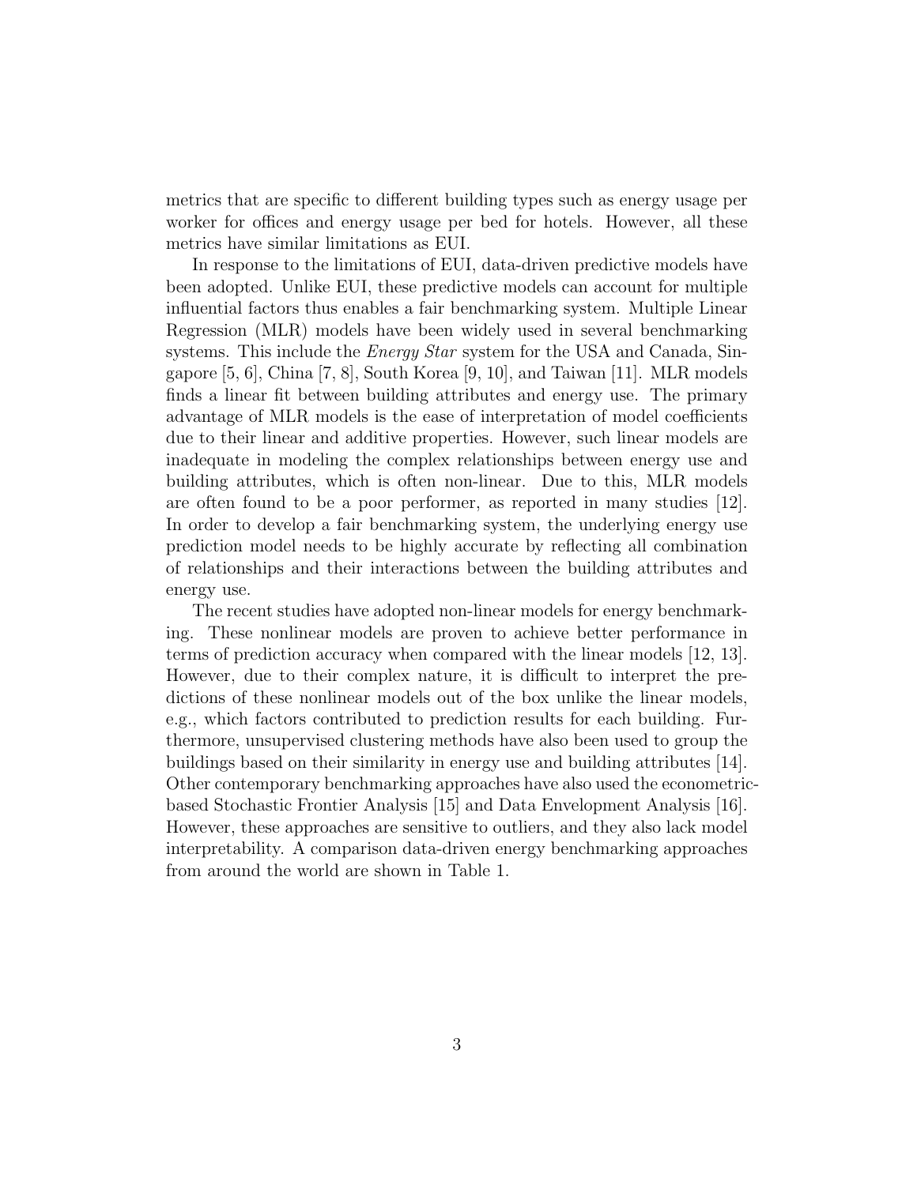metrics that are specific to different building types such as energy usage per worker for offices and energy usage per bed for hotels. However, all these metrics have similar limitations as EUI.

In response to the limitations of EUI, data-driven predictive models have been adopted. Unlike EUI, these predictive models can account for multiple influential factors thus enables a fair benchmarking system. Multiple Linear Regression (MLR) models have been widely used in several benchmarking systems. This include the *Energy Star* system for the USA and Canada, Singapore [5, 6], China [7, 8], South Korea [9, 10], and Taiwan [11]. MLR models finds a linear fit between building attributes and energy use. The primary advantage of MLR models is the ease of interpretation of model coefficients due to their linear and additive properties. However, such linear models are inadequate in modeling the complex relationships between energy use and building attributes, which is often non-linear. Due to this, MLR models are often found to be a poor performer, as reported in many studies [12]. In order to develop a fair benchmarking system, the underlying energy use prediction model needs to be highly accurate by reflecting all combination of relationships and their interactions between the building attributes and energy use.

The recent studies have adopted non-linear models for energy benchmarking. These nonlinear models are proven to achieve better performance in terms of prediction accuracy when compared with the linear models [12, 13]. However, due to their complex nature, it is difficult to interpret the predictions of these nonlinear models out of the box unlike the linear models, e.g., which factors contributed to prediction results for each building. Furthermore, unsupervised clustering methods have also been used to group the buildings based on their similarity in energy use and building attributes [14]. Other contemporary benchmarking approaches have also used the econometric-based Stochastic Frontier Analysis [15] and Data Envelopment Analysis [16]. However, these approaches are sensitive to outliers, and they also lack model interpretability. A comparison data-driven energy benchmarking approaches from around the world are shown in Table 1.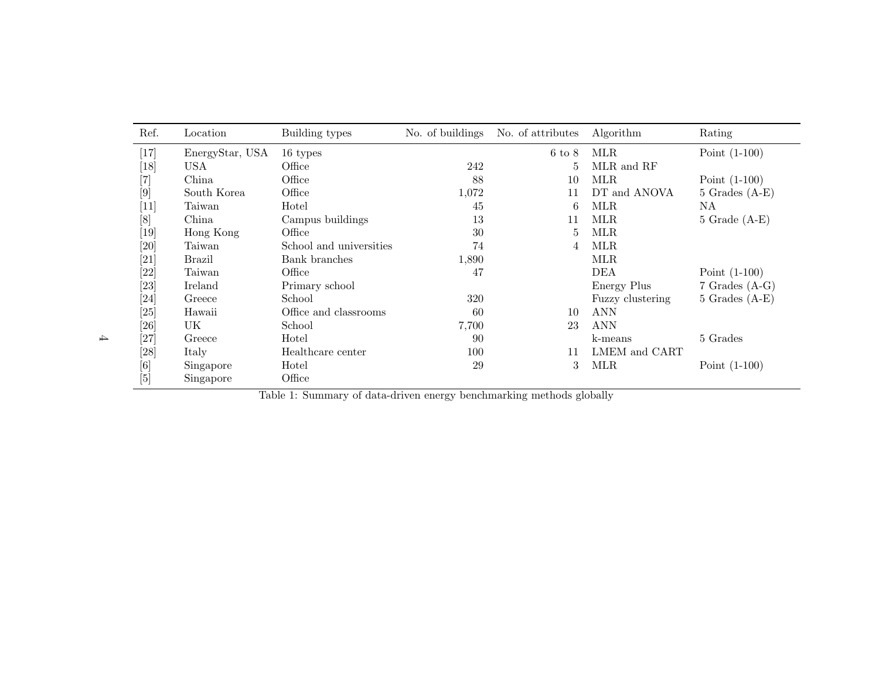| Ref. | Location | Building types | No. of buildings | No. of attributes | Algorithm | Rating |
|---|---|---|---|---|---|---|
| [17] | EnergyStar, USA | 16 types | | 6 to 8 | MLR | Point (1-100) |
| [18] | USA | Office | 242 | 5 | MLR and RF | |
| [7] | China | Office | 88 | 10 | MLR | Point (1-100) |
| [9] | South Korea | Office | 1,072 | 11 | DT and ANOVA | 5 Grades (A-E) |
| [11] | Taiwan | Hotel | 45 | 6 | MLR | NA |
| [8] | China | Campus buildings | 13 | 11 | MLR | 5 Grade (A-E) |
| [19] | Hong Kong | Office | 30 | 5 | MLR | |
| [20] | Taiwan | School and universities | 74 | 4 | MLR | |
| [21] | Brazil | Bank branches | 1,890 | | MLR | |
| [22] | Taiwan | Office | 47 | | DEA | Point (1-100) |
| [23] | Ireland | Primary school | | | Energy Plus | 7 Grades (A-G) |
| [24] | Greece | School | 320 | | Fuzzy clustering | 5 Grades (A-E) |
| [25] | Hawaii | Office and classrooms | 60 | 10 | ANN | |
| [26] | UK | School | 7,700 | 23 | ANN | |
| [27] | Greece | Hotel | 90 | | k-means | 5 Grades |
| [28] | Italy | Healthcare center | 100 | 11 | LMEM and CART | |
| [6] | Singapore | Hotel | 29 | 3 | MLR | Point (1-100) |
| [5] | Singapore | Office | | | | |

Table 1: Summary of data-driven energy benchmarking methods globally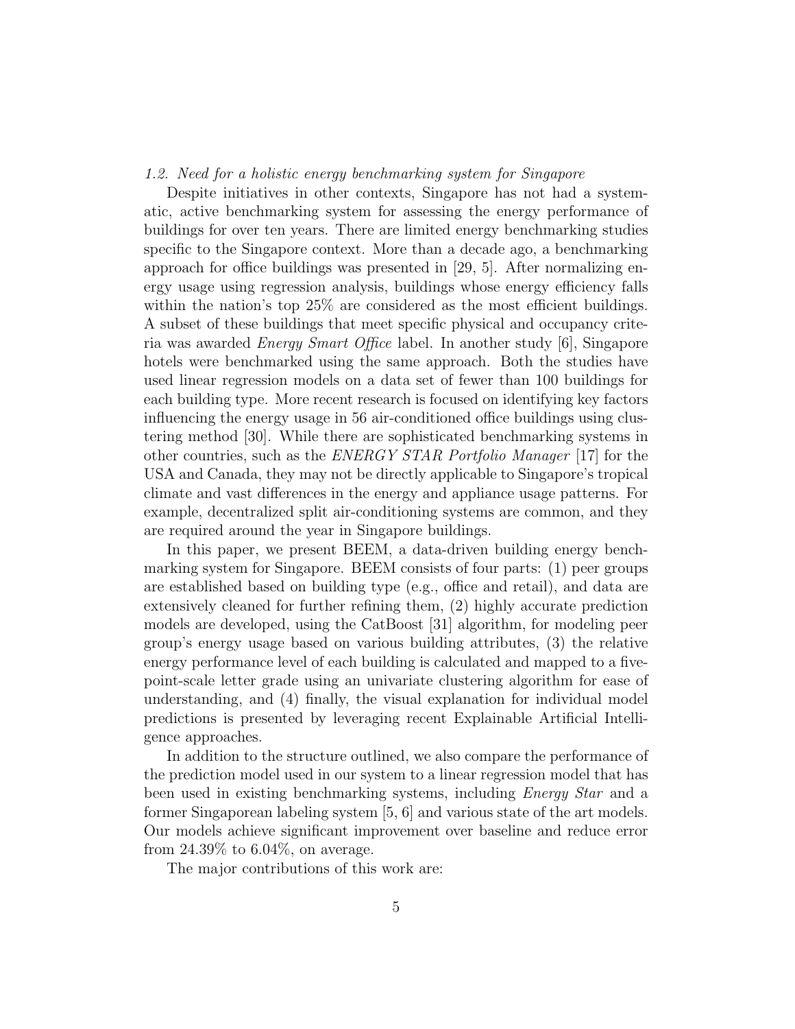### *1.2. Need for a holistic energy benchmarking system for Singapore*

Despite initiatives in other contexts, Singapore has not had a systematic, active benchmarking system for assessing the energy performance of buildings for over ten years. There are limited energy benchmarking studies specific to the Singapore context. More than a decade ago, a benchmarking approach for office buildings was presented in [29, 5]. After normalizing energy usage using regression analysis, buildings whose energy efficiency falls within the nation's top 25% are considered as the most efficient buildings. A subset of these buildings that meet specific physical and occupancy criteria was awarded *Energy Smart Office* label. In another study [6], Singapore hotels were benchmarked using the same approach. Both the studies have used linear regression models on a data set of fewer than 100 buildings for each building type. More recent research is focused on identifying key factors influencing the energy usage in 56 air-conditioned office buildings using clustering method [30]. While there are sophisticated benchmarking systems in other countries, such as the *ENERGY STAR Portfolio Manager* [17] for the USA and Canada, they may not be directly applicable to Singapore's tropical climate and vast differences in the energy and appliance usage patterns. For example, decentralized split air-conditioning systems are common, and they are required around the year in Singapore buildings.

In this paper, we present BEEM, a data-driven building energy benchmarking system for Singapore. BEEM consists of four parts: (1) peer groups are established based on building type (e.g., office and retail), and data are extensively cleaned for further refining them, (2) highly accurate prediction models are developed, using the CatBoost [31] algorithm, for modeling peer group's energy usage based on various building attributes, (3) the relative energy performance level of each building is calculated and mapped to a five-point-scale letter grade using an univariate clustering algorithm for ease of understanding, and (4) finally, the visual explanation for individual model predictions is presented by leveraging recent Explainable Artificial Intelligence approaches.

In addition to the structure outlined, we also compare the performance of the prediction model used in our system to a linear regression model that has been used in existing benchmarking systems, including *Energy Star* and a former Singaporean labeling system [5, 6] and various state of the art models. Our models achieve significant improvement over baseline and reduce error from 24.39% to 6.04%, on average.

The major contributions of this work are: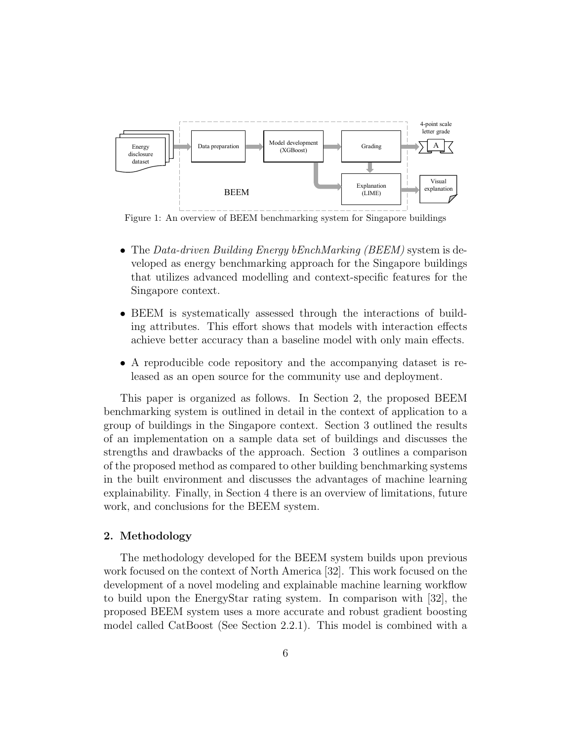Figure 1: An overview of BEEM benchmarking system for Singapore buildings

- The *Data-driven Building Energy bEnchMarking (BEEM)* system is developed as energy benchmarking approach for the Singapore buildings that utilizes advanced modelling and context-specific features for the Singapore context.
- BEEM is systematically assessed through the interactions of building attributes. This effort shows that models with interaction effects achieve better accuracy than a baseline model with only main effects.
- A reproducible code repository and the accompanying dataset is released as an open source for the community use and deployment.

This paper is organized as follows. In Section 2, the proposed BEEM benchmarking system is outlined in detail in the context of application to a group of buildings in the Singapore context. Section 3 outlined the results of an implementation on a sample data set of buildings and discusses the strengths and drawbacks of the approach. Section 3 outlines a comparison of the proposed method as compared to other building benchmarking systems in the built environment and discusses the advantages of machine learning explainability. Finally, in Section 4 there is an overview of limitations, future work, and conclusions for the BEEM system.

## 2. Methodology

The methodology developed for the BEEM system builds upon previous work focused on the context of North America [32]. This work focused on the development of a novel modeling and explainable machine learning workflow to build upon the EnergyStar rating system. In comparison with [32], the proposed BEEM system uses a more accurate and robust gradient boosting model called CatBoost (See Section 2.2.1). This model is combined with a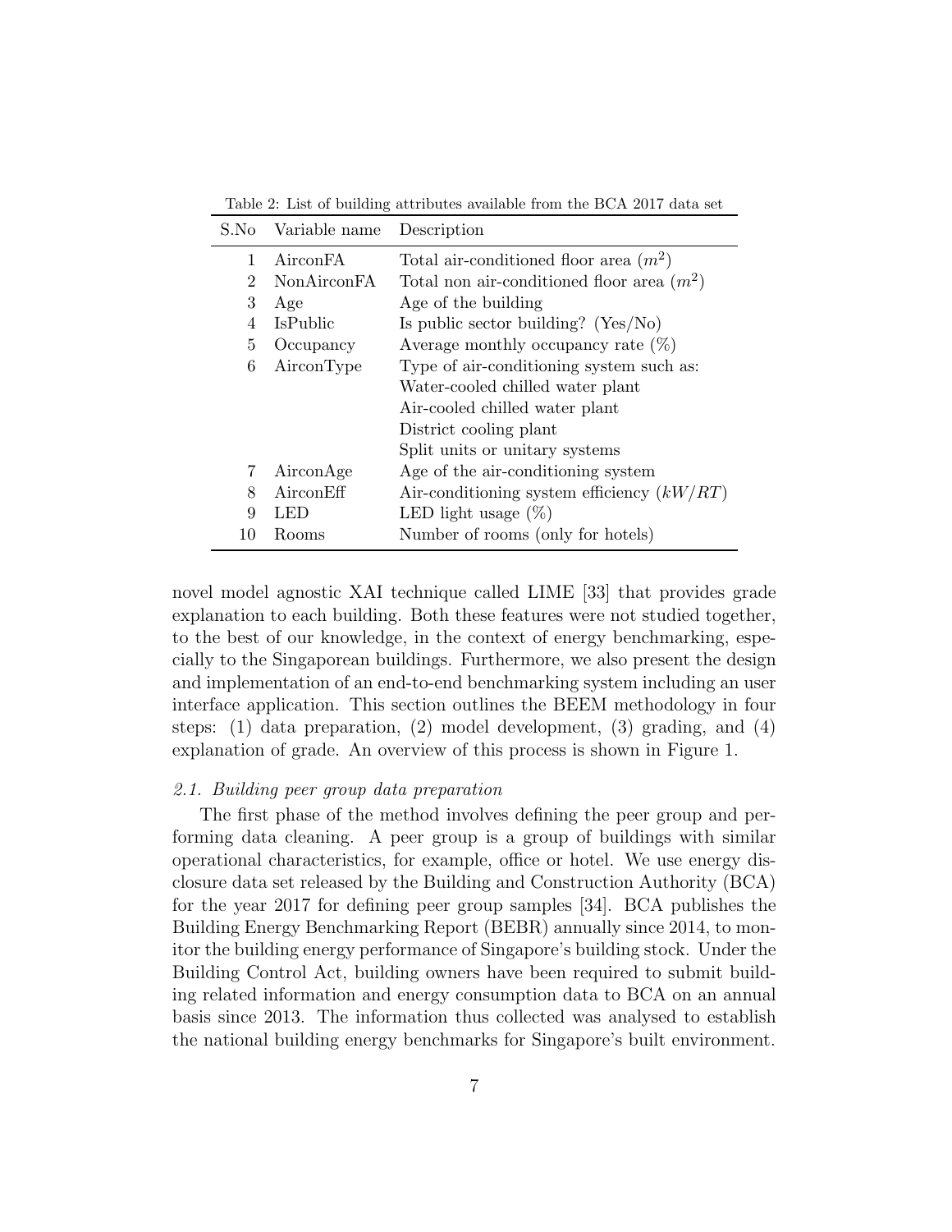Table 2: List of building attributes available from the BCA 2017 data set

| S.No | Variable name | Description |
|---|---|---|
| 1 | AirconFA | Total air-conditioned floor area ($m^2$) |
| 2 | NonAirconFA | Total non air-conditioned floor area ($m^2$) |
| 3 | Age | Age of the building |
| 4 | IsPublic | Is public sector building? (Yes/No) |
| 5 | Occupancy | Average monthly occupancy rate (%) |
| 6 | AirconType | Type of air-conditioning system such as: |
| | | Water-cooled chilled water plant |
| | | Air-cooled chilled water plant |
| | | District cooling plant |
| | | Split units or unitary systems |
| 7 | AirconAge | Age of the air-conditioning system |
| 8 | AirconEff | Air-conditioning system efficiency ($kW/RT$) |
| 9 | LED | LED light usage (%) |
| 10 | Rooms | Number of rooms (only for hotels) |

novel model agnostic XAI technique called LIME [33] that provides grade explanation to each building. Both these features were not studied together, to the best of our knowledge, in the context of energy benchmarking, especially to the Singaporean buildings. Furthermore, we also present the design and implementation of an end-to-end benchmarking system including an user interface application. This section outlines the BEEM methodology in four steps: (1) data preparation, (2) model development, (3) grading, and (4) explanation of grade. An overview of this process is shown in Figure 1.

### *2.1. Building peer group data preparation*

The first phase of the method involves defining the peer group and performing data cleaning. A peer group is a group of buildings with similar operational characteristics, for example, office or hotel. We use energy disclosure data set released by the Building and Construction Authority (BCA) for the year 2017 for defining peer group samples [34]. BCA publishes the Building Energy Benchmarking Report (BEBR) annually since 2014, to monitor the building energy performance of Singapore's building stock. Under the Building Control Act, building owners have been required to submit building related information and energy consumption data to BCA on an annual basis since 2013. The information thus collected was analysed to establish the national building energy benchmarks for Singapore's built environment.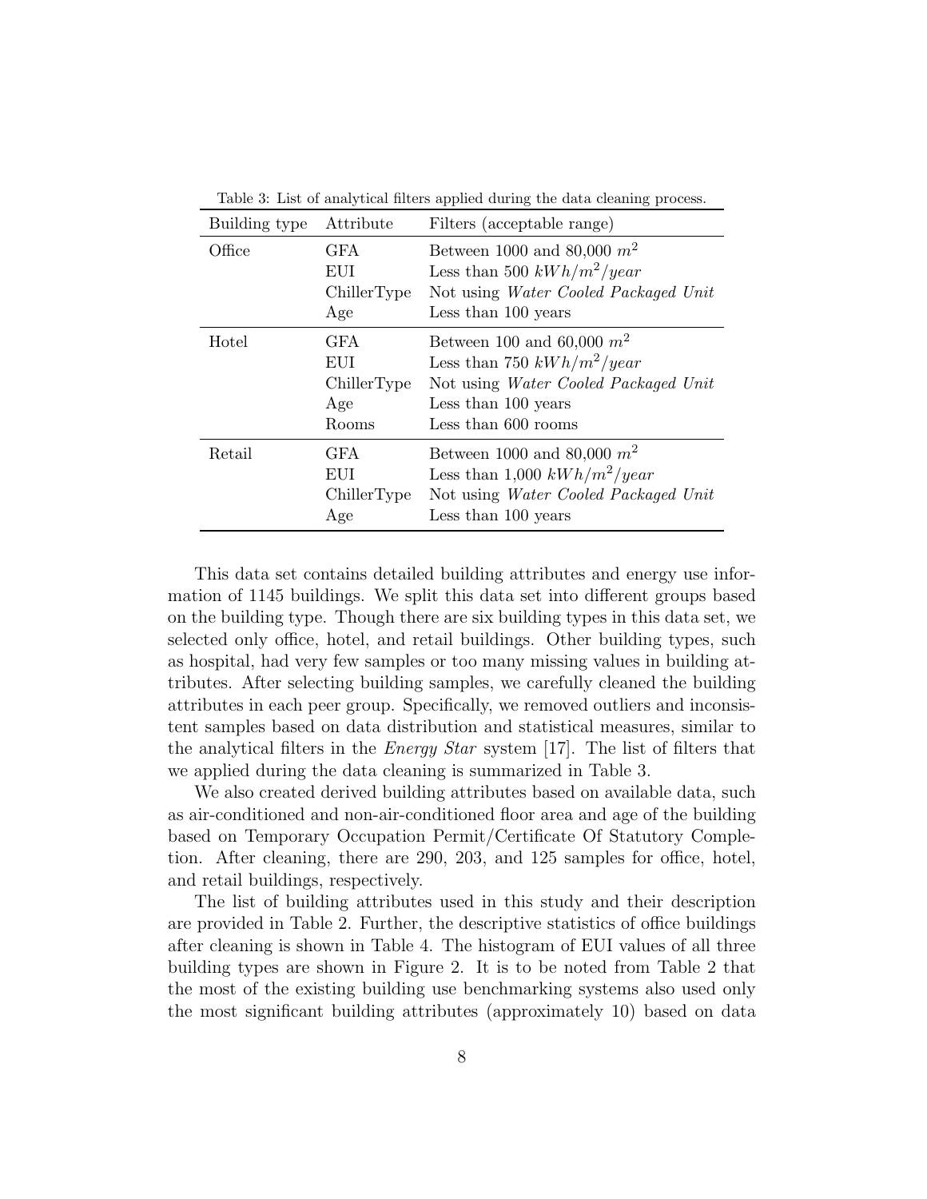Table 3: List of analytical filters applied during the data cleaning process.

| Building type | Attribute | Filters (acceptable range) |
|---|---|---|
| Office | GFA | Between 1000 and 80,000 $m^2$ |
| | EUI | Less than 500 $kWh/m^2/year$ |
| | ChillerType | Not using *Water Cooled Packaged Unit* |
| | Age | Less than 100 years |
| Hotel | GFA | Between 100 and 60,000 $m^2$ |
| | EUI | Less than 750 $kWh/m^2/year$ |
| | ChillerType | Not using *Water Cooled Packaged Unit* |
| | Age | Less than 100 years |
| | Rooms | Less than 600 rooms |
| Retail | GFA | Between 1000 and 80,000 $m^2$ |
| | EUI | Less than 1,000 $kWh/m^2/year$ |
| | ChillerType | Not using *Water Cooled Packaged Unit* |
| | Age | Less than 100 years |

This data set contains detailed building attributes and energy use information of 1145 buildings. We split this data set into different groups based on the building type. Though there are six building types in this data set, we selected only office, hotel, and retail buildings. Other building types, such as hospital, had very few samples or too many missing values in building attributes. After selecting building samples, we carefully cleaned the building attributes in each peer group. Specifically, we removed outliers and inconsistent samples based on data distribution and statistical measures, similar to the analytical filters in the *Energy Star* system [17]. The list of filters that we applied during the data cleaning is summarized in Table 3.

We also created derived building attributes based on available data, such as air-conditioned and non-air-conditioned floor area and age of the building based on Temporary Occupation Permit/Certificate Of Statutory Completion. After cleaning, there are 290, 203, and 125 samples for office, hotel, and retail buildings, respectively.

The list of building attributes used in this study and their description are provided in Table 2. Further, the descriptive statistics of office buildings after cleaning is shown in Table 4. The histogram of EUI values of all three building types are shown in Figure 2. It is to be noted from Table 2 that the most of the existing building use benchmarking systems also used only the most significant building attributes (approximately 10) based on data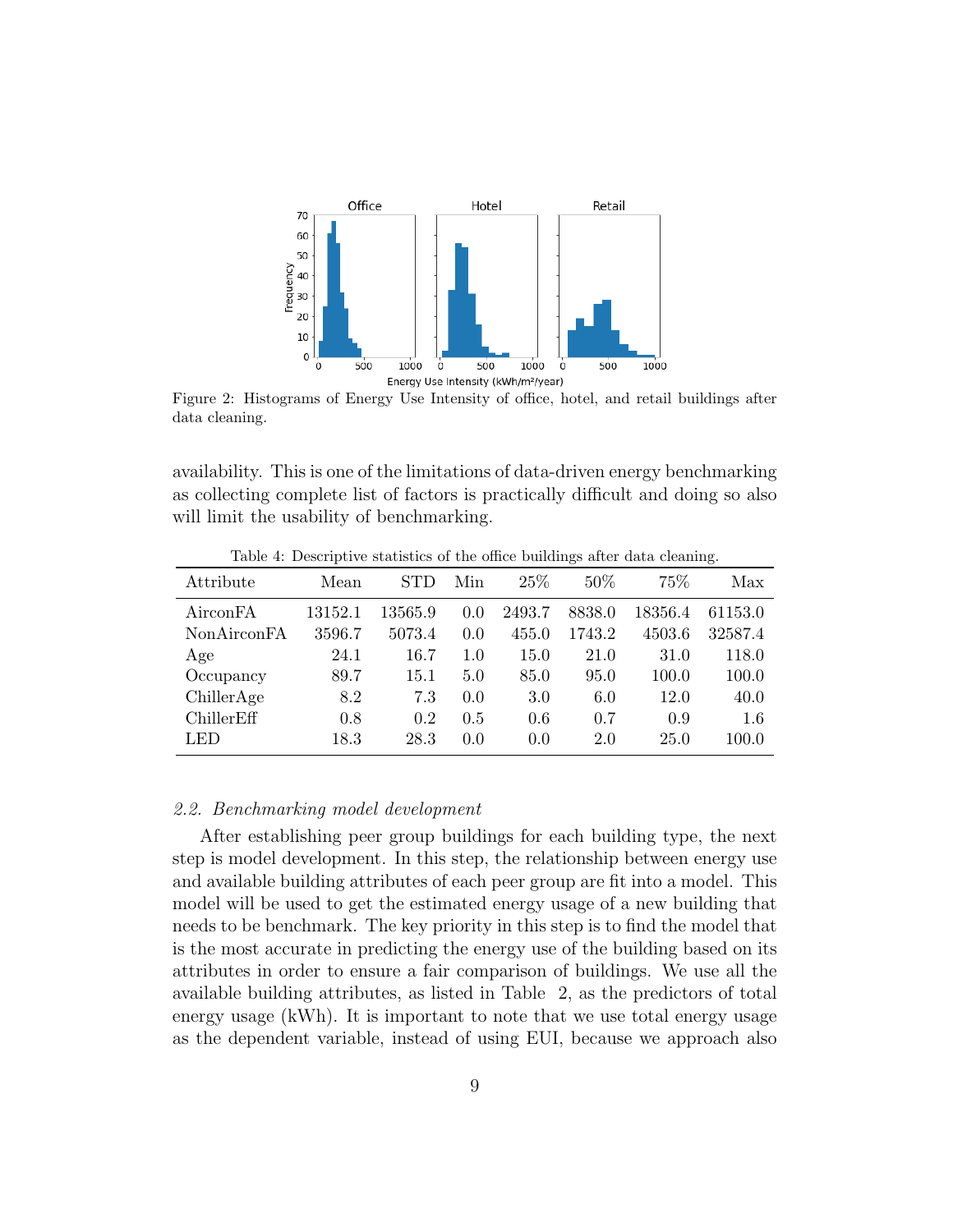Figure 2: Histograms of Energy Use Intensity of office, hotel, and retail buildings after data cleaning.

availability. This is one of the limitations of data-driven energy benchmarking as collecting complete list of factors is practically difficult and doing so also will limit the usability of benchmarking.

Table 4: Descriptive statistics of the office buildings after data cleaning.

| Attribute | Mean | STD | Min | 25% | 50% | 75% | Max |
|---|---|---|---|---|---|---|---|
| AirconFA | 13152.1 | 13565.9 | 0.0 | 2493.7 | 8838.0 | 18356.4 | 61153.0 |
| NonAirconFA | 3596.7 | 5073.4 | 0.0 | 455.0 | 1743.2 | 4503.6 | 32587.4 |
| Age | 24.1 | 16.7 | 1.0 | 15.0 | 21.0 | 31.0 | 118.0 |
| Occupancy | 89.7 | 15.1 | 5.0 | 85.0 | 95.0 | 100.0 | 100.0 |
| ChillerAge | 8.2 | 7.3 | 0.0 | 3.0 | 6.0 | 12.0 | 40.0 |
| ChillerEff | 0.8 | 0.2 | 0.5 | 0.6 | 0.7 | 0.9 | 1.6 |
| LED | 18.3 | 28.3 | 0.0 | 0.0 | 2.0 | 25.0 | 100.0 |

### *2.2. Benchmarking model development*

After establishing peer group buildings for each building type, the next step is model development. In this step, the relationship between energy use and available building attributes of each peer group are fit into a model. This model will be used to get the estimated energy usage of a new building that needs to be benchmark. The key priority in this step is to find the model that is the most accurate in predicting the energy use of the building based on its attributes in order to ensure a fair comparison of buildings. We use all the available building attributes, as listed in Table 2, as the predictors of total energy usage (kWh). It is important to note that we use total energy usage as the dependent variable, instead of using EUI, because we approach also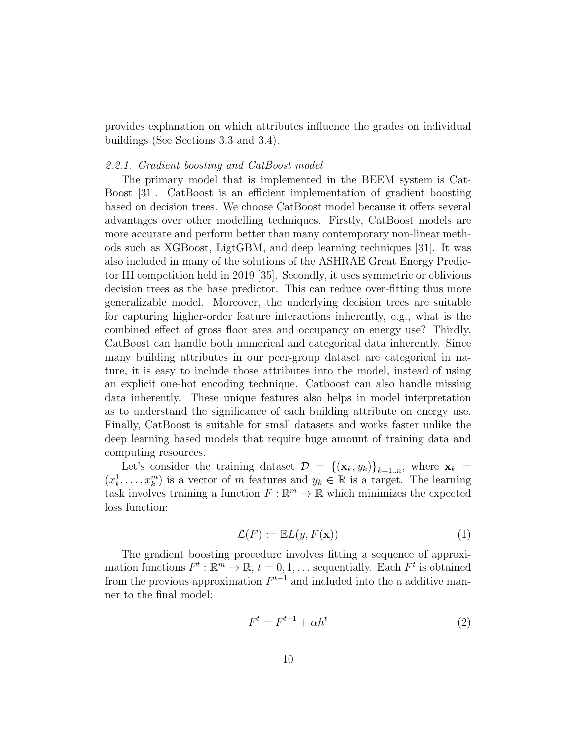provides explanation on which attributes influence the grades on individual buildings (See Sections 3.3 and 3.4).

### *2.2.1. Gradient boosting and CatBoost model*

The primary model that is implemented in the BEEM system is CatBoost [31]. CatBoost is an efficient implementation of gradient boosting based on decision trees. We choose CatBoost model because it offers several advantages over other modelling techniques. Firstly, CatBoost models are more accurate and perform better than many contemporary non-linear methods such as XGBoost, LigtGBM, and deep learning techniques [31]. It was also included in many of the solutions of the ASHRAE Great Energy Predictor III competition held in 2019 [35]. Secondly, it uses symmetric or oblivious decision trees as the base predictor. This can reduce over-fitting thus more generalizable model. Moreover, the underlying decision trees are suitable for capturing higher-order feature interactions inherently, e.g., what is the combined effect of gross floor area and occupancy on energy use? Thirdly, CatBoost can handle both numerical and categorical data inherently. Since many building attributes in our peer-group dataset are categorical in nature, it is easy to include those attributes into the model, instead of using an explicit one-hot encoding technique. Catboost can also handle missing data inherently. These unique features also helps in model interpretation as to understand the significance of each building attribute on energy use. Finally, CatBoost is suitable for small datasets and works faster unlike the deep learning based models that require huge amount of training data and computing resources.

Let's consider the training dataset $\mathcal{D} = \{(\mathbf{x}_k, y_k)\}_{k=1..n}$, where $\mathbf{x}_k = (x_k^1, \ldots, x_k^m)$ is a vector of $m$ features and $y_k \in \mathbb{R}$ is a target. The learning task involves training a function $F : \mathbb{R}^m \to \mathbb{R}$ which minimizes the expected loss function:

$$\mathcal{L}(F) := \mathbb{E}L(y, F(\mathbf{x})) \tag{1}$$

The gradient boosting procedure involves fitting a sequence of approximation functions $F^t : \mathbb{R}^m \to \mathbb{R}$, $t = 0, 1, \ldots$ sequentially. Each $F^t$ is obtained from the previous approximation $F^{t-1}$ and included into the a additive manner to the final model:

$$F^t = F^{t-1} + \alpha h^t \tag{2}$$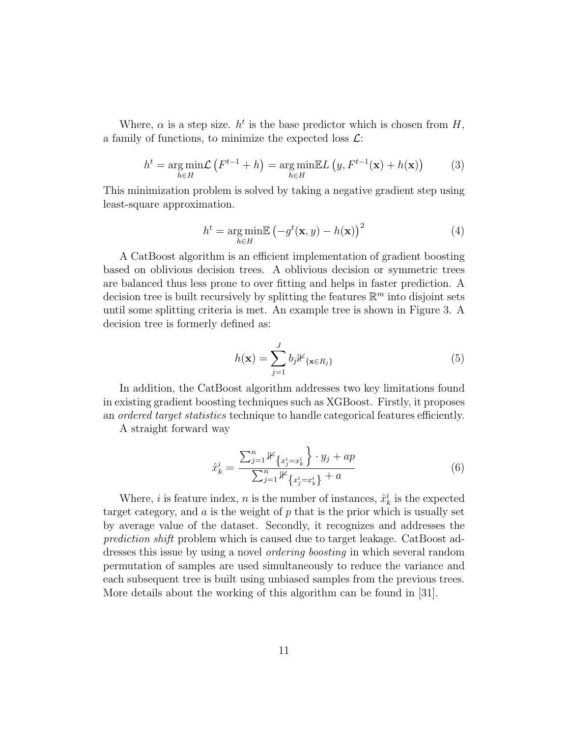Where, $\alpha$ is a step size. $h^t$ is the base predictor which is chosen from $H$, a family of functions, to minimize the expected loss $\mathcal{L}$:

$$h^t = \underset{h \in H}{\arg\min} \mathcal{L}\left(F^{t-1} + h\right) = \underset{h \in H}{\arg\min} \mathbb{E} L\left(y, F^{t-1}(\mathbf{x}) + h(\mathbf{x})\right) \tag{3}$$

This minimization problem is solved by taking a negative gradient step using least-square approximation.

$$h^t = \underset{h \in H}{\arg\min} \mathbb{E}\left(-g^t(\mathbf{x}, y) - h(\mathbf{x})\right)^2 \tag{4}$$

A CatBoost algorithm is an efficient implementation of gradient boosting based on oblivious decision trees. A oblivious decision or symmetric trees are balanced thus less prone to over fitting and helps in faster prediction. A decision tree is built recursively by splitting the features $\mathbb{R}^m$ into disjoint sets until some splitting criteria is met. An example tree is shown in Figure 3. A decision tree is formerly defined as:

$$h(\mathbf{x}) = \sum_{j=1}^{J} b_j \mathbb{1}_{\{\mathbf{x} \in R_j\}} \tag{5}$$

In addition, the CatBoost algorithm addresses two key limitations found in existing gradient boosting techniques such as XGBoost. Firstly, it proposes an *ordered target statistics* technique to handle categorical features efficiently.

A straight forward way

$$\hat{x}_k^i = \frac{\sum_{j=1}^{n} \mathbb{1}_{\left\{x_j^i = x_k^i\right\}} \cdot y_j + ap}{\sum_{j=1}^{n} \mathbb{1}_{\left\{x_j^i = x_k^i\right\}} + a} \tag{6}$$

Where, $i$ is feature index, $n$ is the number of instances, $\hat{x}_k^i$ is the expected target category, and $a$ is the weight of $p$ that is the prior which is usually set by average value of the dataset. Secondly, it recognizes and addresses the *prediction shift* problem which is caused due to target leakage. CatBoost addresses this issue by using a novel *ordering boosting* in which several random permutation of samples are used simultaneously to reduce the variance and each subsequent tree is built using unbiased samples from the previous trees. More details about the working of this algorithm can be found in [31].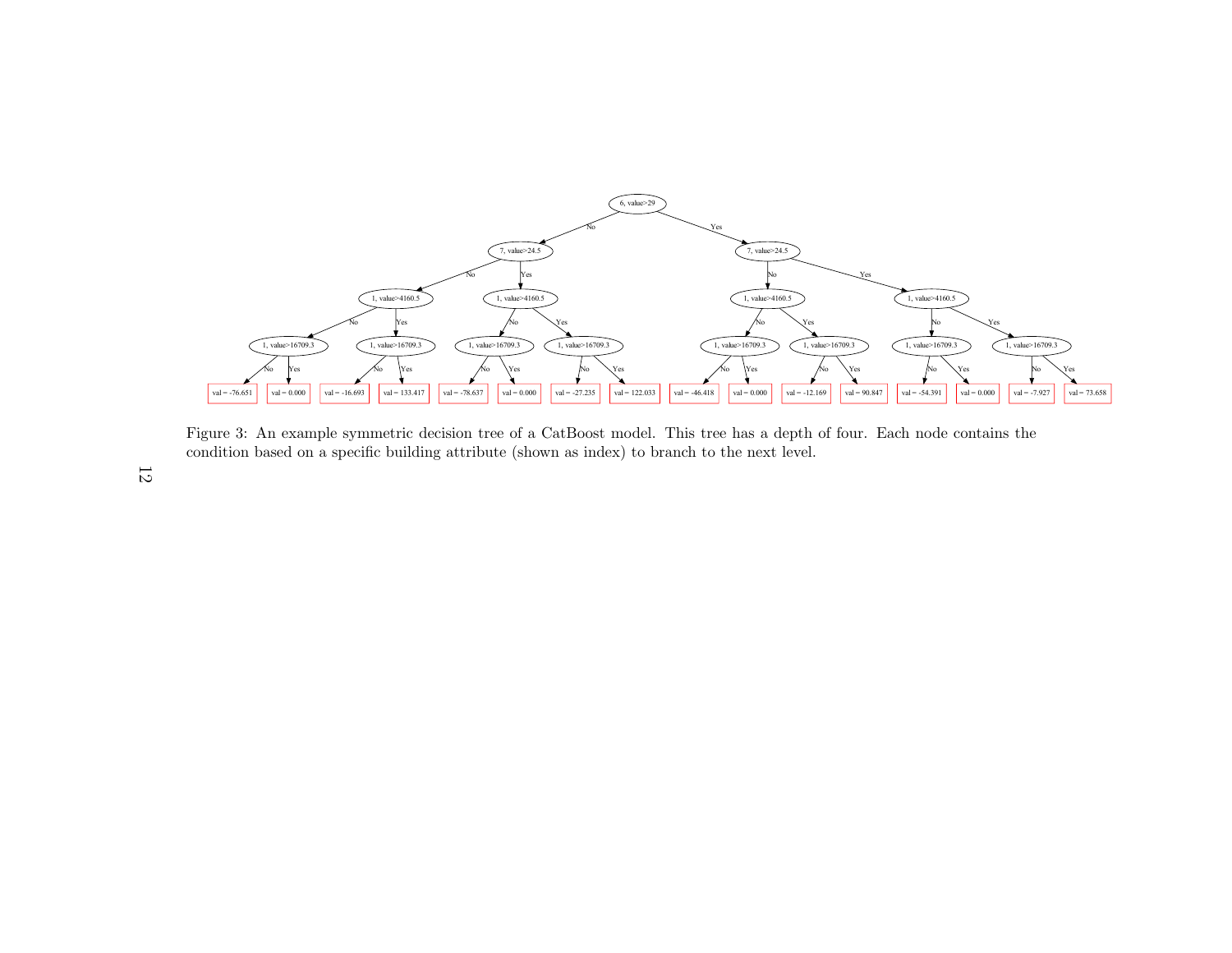Figure 3: An example symmetric decision tree of a CatBoost model. This tree has a depth of four. Each node contains the condition based on a specific building attribute (shown as index) to branch to the next level.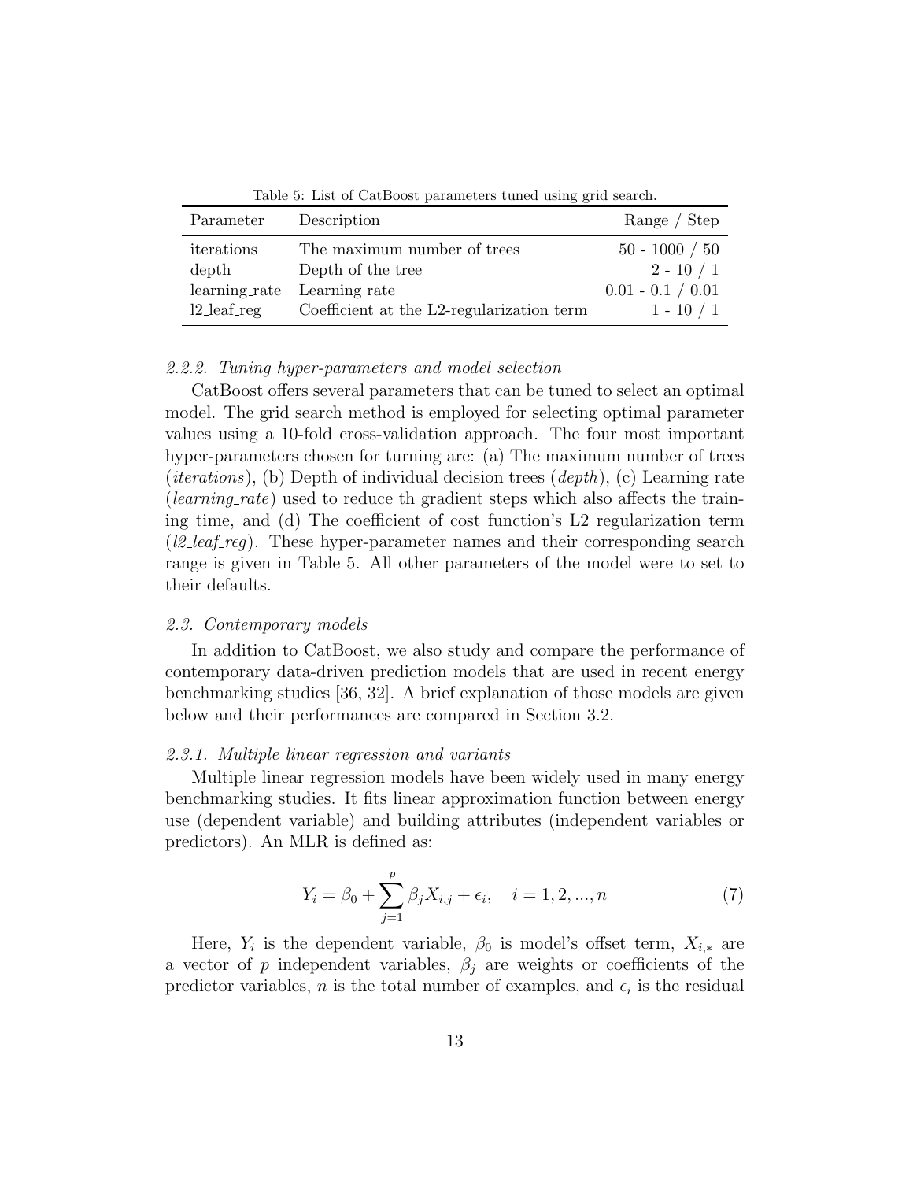Table 5: List of CatBoost parameters tuned using grid search.

| Parameter | Description | Range / Step |
|---|---|---|
| iterations | The maximum number of trees | 50 - 1000 / 50 |
| depth | Depth of the tree | 2 - 10 / 1 |
| learning_rate | Learning rate | 0.01 - 0.1 / 0.01 |
| l2_leaf_reg | Coefficient at the L2-regularization term | 1 - 10 / 1 |

### 2.2.2. Tuning hyper-parameters and model selection

CatBoost offers several parameters that can be tuned to select an optimal model. The grid search method is employed for selecting optimal parameter values using a 10-fold cross-validation approach. The four most important hyper-parameters chosen for turning are: (a) The maximum number of trees (*iterations*), (b) Depth of individual decision trees (*depth*), (c) Learning rate (*learning_rate*) used to reduce th gradient steps which also affects the training time, and (d) The coefficient of cost function's L2 regularization term (*l2_leaf_reg*). These hyper-parameter names and their corresponding search range is given in Table 5. All other parameters of the model were to set to their defaults.

## 2.3. Contemporary models

In addition to CatBoost, we also study and compare the performance of contemporary data-driven prediction models that are used in recent energy benchmarking studies [36, 32]. A brief explanation of those models are given below and their performances are compared in Section 3.2.

### 2.3.1. Multiple linear regression and variants

Multiple linear regression models have been widely used in many energy benchmarking studies. It fits linear approximation function between energy use (dependent variable) and building attributes (independent variables or predictors). An MLR is defined as:

$$Y_i = \beta_0 + \sum_{j=1}^{p} \beta_j X_{i,j} + \epsilon_i, \quad i = 1, 2, ..., n \tag{7}$$

Here, $Y_i$ is the dependent variable, $\beta_0$ is model's offset term, $X_{i,*}$ are a vector of $p$ independent variables, $\beta_j$ are weights or coefficients of the predictor variables, $n$ is the total number of examples, and $\epsilon_i$ is the residual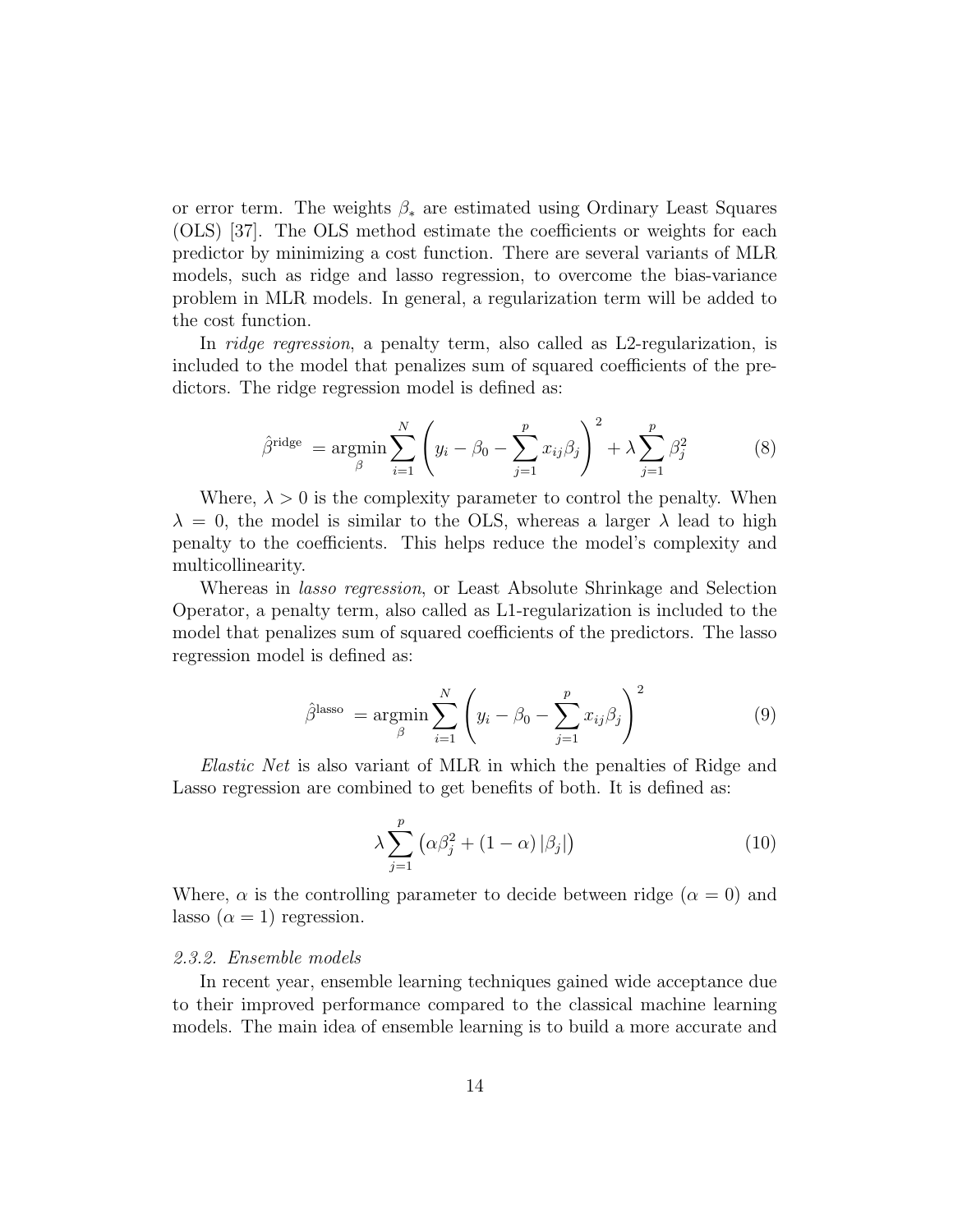or error term. The weights $\beta_*$ are estimated using Ordinary Least Squares (OLS) [37]. The OLS method estimate the coefficients or weights for each predictor by minimizing a cost function. There are several variants of MLR models, such as ridge and lasso regression, to overcome the bias-variance problem in MLR models. In general, a regularization term will be added to the cost function.

In *ridge regression*, a penalty term, also called as L2-regularization, is included to the model that penalizes sum of squared coefficients of the predictors. The ridge regression model is defined as:

$$\hat{\beta}^{\text{ridge}} = \underset{\beta}{\operatorname{argmin}} \sum_{i=1}^{N} \left( y_i - \beta_0 - \sum_{j=1}^{p} x_{ij}\beta_j \right)^2 + \lambda \sum_{j=1}^{p} \beta_j^2 \tag{8}$$

Where, $\lambda > 0$ is the complexity parameter to control the penalty. When $\lambda = 0$, the model is similar to the OLS, whereas a larger $\lambda$ lead to high penalty to the coefficients. This helps reduce the model's complexity and multicollinearity.

Whereas in *lasso regression*, or Least Absolute Shrinkage and Selection Operator, a penalty term, also called as L1-regularization is included to the model that penalizes sum of squared coefficients of the predictors. The lasso regression model is defined as:

$$\hat{\beta}^{\text{lasso}} = \underset{\beta}{\operatorname{argmin}} \sum_{i=1}^{N} \left( y_i - \beta_0 - \sum_{j=1}^{p} x_{ij}\beta_j \right)^2 \tag{9}$$

*Elastic Net* is also variant of MLR in which the penalties of Ridge and Lasso regression are combined to get benefits of both. It is defined as:

$$\lambda \sum_{j=1}^{p} \left( \alpha \beta_j^2 + (1 - \alpha) \left| \beta_j \right| \right) \tag{10}$$

Where, $\alpha$ is the controlling parameter to decide between ridge ($\alpha = 0$) and lasso ($\alpha = 1$) regression.

### *2.3.2. Ensemble models*

In recent year, ensemble learning techniques gained wide acceptance due to their improved performance compared to the classical machine learning models. The main idea of ensemble learning is to build a more accurate and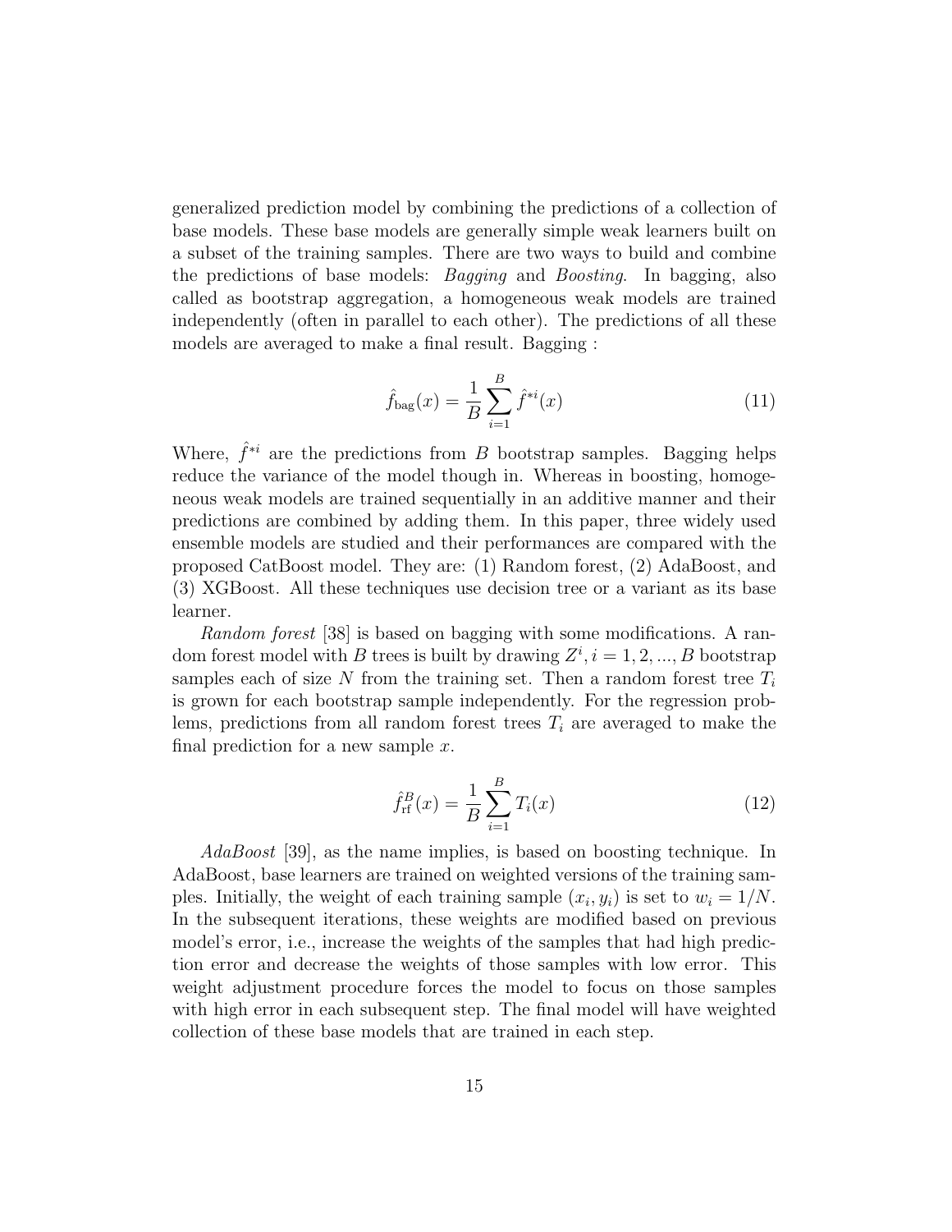generalized prediction model by combining the predictions of a collection of base models. These base models are generally simple weak learners built on a subset of the training samples. There are two ways to build and combine the predictions of base models: *Bagging* and *Boosting*. In bagging, also called as bootstrap aggregation, a homogeneous weak models are trained independently (often in parallel to each other). The predictions of all these models are averaged to make a final result. Bagging :

$$\hat{f}_{\text{bag}}(x) = \frac{1}{B}\sum_{i=1}^{B} \hat{f}^{*i}(x) \tag{11}$$

Where, $\hat{f}^{*i}$ are the predictions from $B$ bootstrap samples. Bagging helps reduce the variance of the model though in. Whereas in boosting, homogeneous weak models are trained sequentially in an additive manner and their predictions are combined by adding them. In this paper, three widely used ensemble models are studied and their performances are compared with the proposed CatBoost model. They are: (1) Random forest, (2) AdaBoost, and (3) XGBoost. All these techniques use decision tree or a variant as its base learner.

*Random forest* [38] is based on bagging with some modifications. A random forest model with $B$ trees is built by drawing $Z^i, i = 1, 2, ..., B$ bootstrap samples each of size $N$ from the training set. Then a random forest tree $T_i$ is grown for each bootstrap sample independently. For the regression problems, predictions from all random forest trees $T_i$ are averaged to make the final prediction for a new sample $x$.

$$\hat{f}^{B}_{\text{rf}}(x) = \frac{1}{B}\sum_{i=1}^{B} T_i(x) \tag{12}$$

*AdaBoost* [39], as the name implies, is based on boosting technique. In AdaBoost, base learners are trained on weighted versions of the training samples. Initially, the weight of each training sample $(x_i, y_i)$ is set to $w_i = 1/N$. In the subsequent iterations, these weights are modified based on previous model's error, i.e., increase the weights of the samples that had high prediction error and decrease the weights of those samples with low error. This weight adjustment procedure forces the model to focus on those samples with high error in each subsequent step. The final model will have weighted collection of these base models that are trained in each step.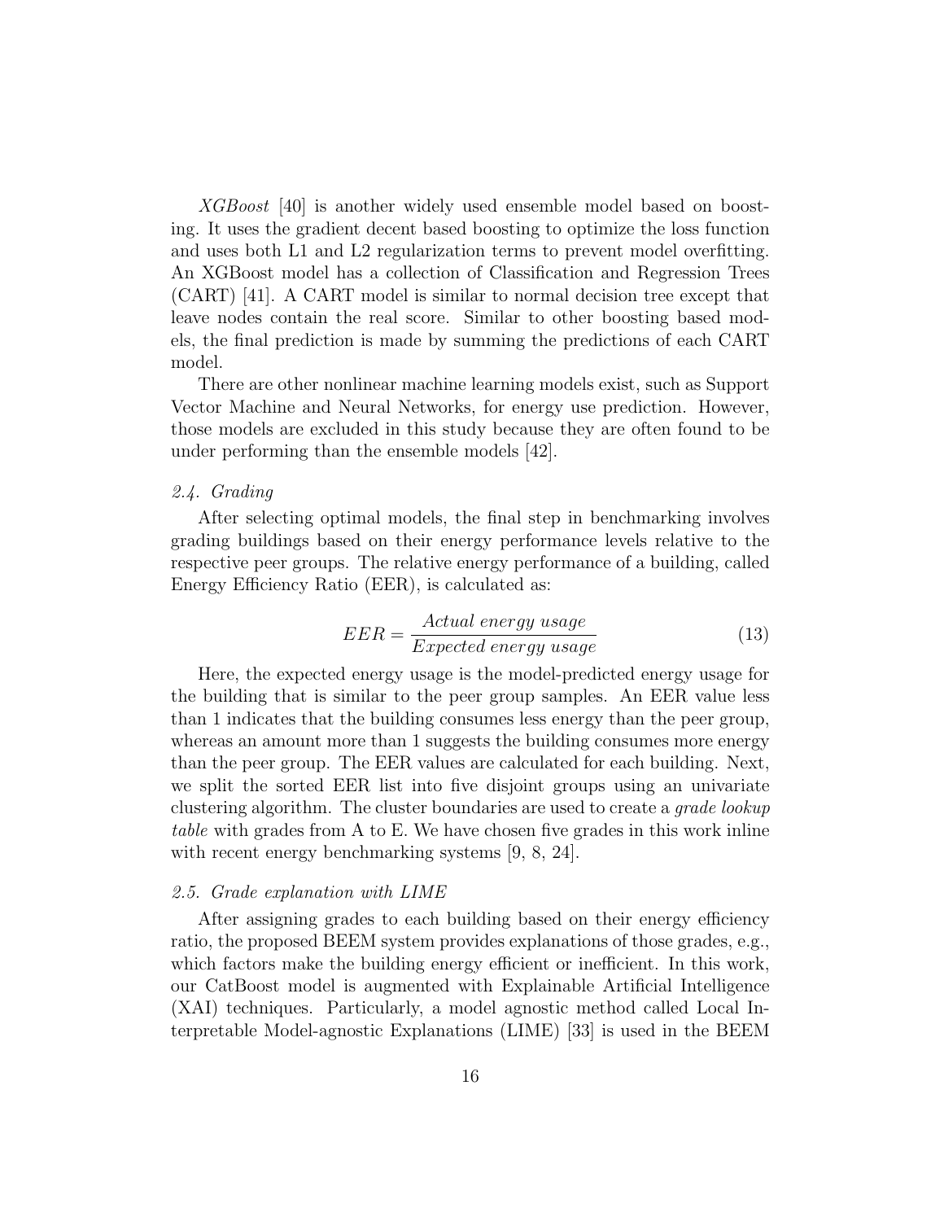*XGBoost* [40] is another widely used ensemble model based on boosting. It uses the gradient decent based boosting to optimize the loss function and uses both L1 and L2 regularization terms to prevent model overfitting. An XGBoost model has a collection of Classification and Regression Trees (CART) [41]. A CART model is similar to normal decision tree except that leave nodes contain the real score. Similar to other boosting based models, the final prediction is made by summing the predictions of each CART model.

There are other nonlinear machine learning models exist, such as Support Vector Machine and Neural Networks, for energy use prediction. However, those models are excluded in this study because they are often found to be under performing than the ensemble models [42].

### 2.4. Grading

After selecting optimal models, the final step in benchmarking involves grading buildings based on their energy performance levels relative to the respective peer groups. The relative energy performance of a building, called Energy Efficiency Ratio (EER), is calculated as:

$$EER = \frac{Actual\ energy\ usage}{Expected\ energy\ usage} \tag{13}$$

Here, the expected energy usage is the model-predicted energy usage for the building that is similar to the peer group samples. An EER value less than 1 indicates that the building consumes less energy than the peer group, whereas an amount more than 1 suggests the building consumes more energy than the peer group. The EER values are calculated for each building. Next, we split the sorted EER list into five disjoint groups using an univariate clustering algorithm. The cluster boundaries are used to create a *grade lookup table* with grades from A to E. We have chosen five grades in this work inline with recent energy benchmarking systems [9, 8, 24].

### 2.5. Grade explanation with LIME

After assigning grades to each building based on their energy efficiency ratio, the proposed BEEM system provides explanations of those grades, e.g., which factors make the building energy efficient or inefficient. In this work, our CatBoost model is augmented with Explainable Artificial Intelligence (XAI) techniques. Particularly, a model agnostic method called Local Interpretable Model-agnostic Explanations (LIME) [33] is used in the BEEM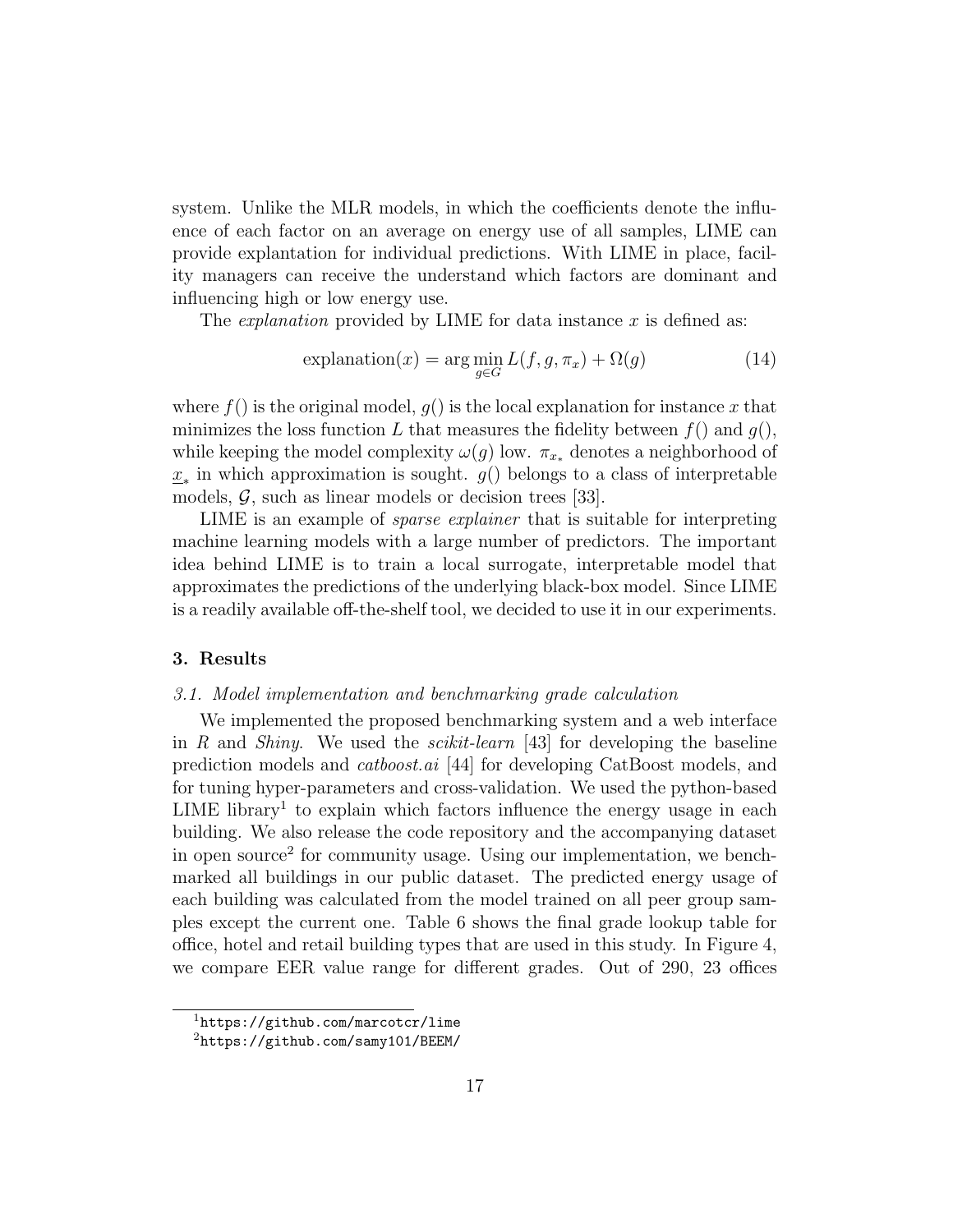system. Unlike the MLR models, in which the coefficients denote the influence of each factor on an average on energy use of all samples, LIME can provide explantation for individual predictions. With LIME in place, facility managers can receive the understand which factors are dominant and influencing high or low energy use.

The *explanation* provided by LIME for data instance $x$ is defined as:

$$\text{explanation}(x) = \arg\min_{g \in G} L(f, g, \pi_x) + \Omega(g) \tag{14}$$

where $f()$ is the original model, $g()$ is the local explanation for instance $x$ that minimizes the loss function $L$ that measures the fidelity between $f()$ and $g()$, while keeping the model complexity $\omega(g)$ low. $\pi_{x_*}$ denotes a neighborhood of $\underline{x}_*$ in which approximation is sought. $g()$ belongs to a class of interpretable models, $\mathcal{G}$, such as linear models or decision trees [33].

LIME is an example of *sparse explainer* that is suitable for interpreting machine learning models with a large number of predictors. The important idea behind LIME is to train a local surrogate, interpretable model that approximates the predictions of the underlying black-box model. Since LIME is a readily available off-the-shelf tool, we decided to use it in our experiments.

## 3. Results

### *3.1. Model implementation and benchmarking grade calculation*

We implemented the proposed benchmarking system and a web interface in *R* and *Shiny*. We used the *scikit-learn* [43] for developing the baseline prediction models and *catboost.ai* [44] for developing CatBoost models, and for tuning hyper-parameters and cross-validation. We used the python-based LIME library[1] to explain which factors influence the energy usage in each building. We also release the code repository and the accompanying dataset in open source[2] for community usage. Using our implementation, we benchmarked all buildings in our public dataset. The predicted energy usage of each building was calculated from the model trained on all peer group samples except the current one. Table 6 shows the final grade lookup table for office, hotel and retail building types that are used in this study. In Figure 4, we compare EER value range for different grades. Out of 290, 23 offices

[1] `https://github.com/marcotcr/lime`

[2] `https://github.com/samy101/BEEM/`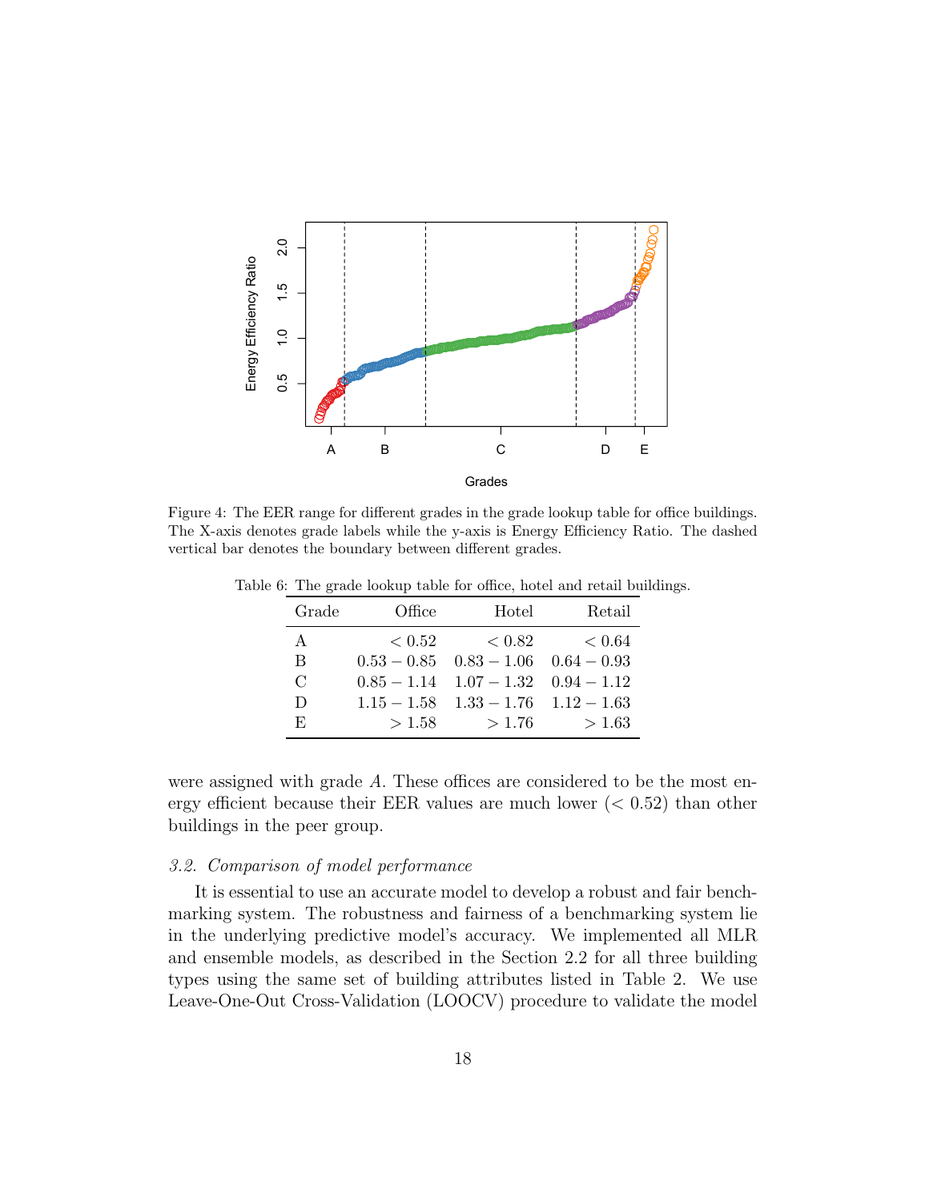Figure 4: The EER range for different grades in the grade lookup table for office buildings. The X-axis denotes grade labels while the y-axis is Energy Efficiency Ratio. The dashed vertical bar denotes the boundary between different grades.

Table 6: The grade lookup table for office, hotel and retail buildings.

| Grade | Office | Hotel | Retail |
|---|---|---|---|
| A | $< 0.52$ | $< 0.82$ | $< 0.64$ |
| B | $0.53 - 0.85$ | $0.83 - 1.06$ | $0.64 - 0.93$ |
| C | $0.85 - 1.14$ | $1.07 - 1.32$ | $0.94 - 1.12$ |
| D | $1.15 - 1.58$ | $1.33 - 1.76$ | $1.12 - 1.63$ |
| E | $> 1.58$ | $> 1.76$ | $> 1.63$ |

were assigned with grade *A*. These offices are considered to be the most energy efficient because their EER values are much lower ($< 0.52$) than other buildings in the peer group.

### *3.2. Comparison of model performance*

It is essential to use an accurate model to develop a robust and fair benchmarking system. The robustness and fairness of a benchmarking system lie in the underlying predictive model's accuracy. We implemented all MLR and ensemble models, as described in the Section 2.2 for all three building types using the same set of building attributes listed in Table 2. We use Leave-One-Out Cross-Validation (LOOCV) procedure to validate the model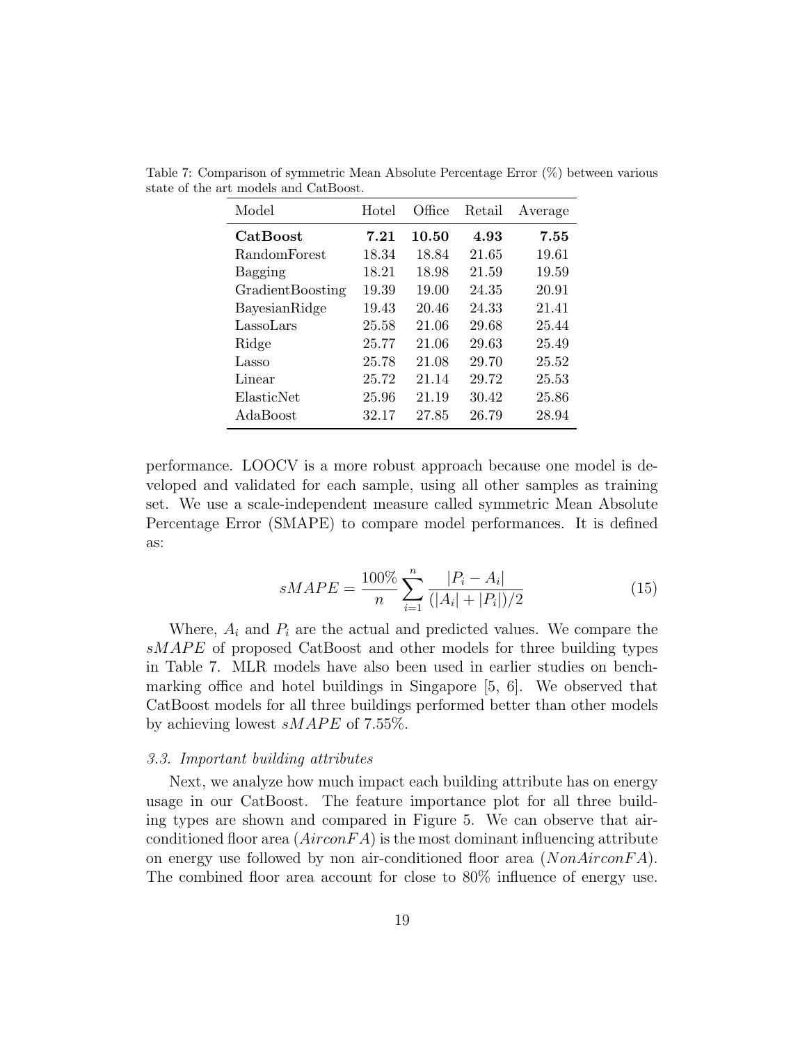Table 7: Comparison of symmetric Mean Absolute Percentage Error (%) between various state of the art models and CatBoost.

| Model | Hotel | Office | Retail | Average |
|---|---|---|---|---|
| **CatBoost** | **7.21** | **10.50** | **4.93** | **7.55** |
| RandomForest | 18.34 | 18.84 | 21.65 | 19.61 |
| Bagging | 18.21 | 18.98 | 21.59 | 19.59 |
| GradientBoosting | 19.39 | 19.00 | 24.35 | 20.91 |
| BayesianRidge | 19.43 | 20.46 | 24.33 | 21.41 |
| LassoLars | 25.58 | 21.06 | 29.68 | 25.44 |
| Ridge | 25.77 | 21.06 | 29.63 | 25.49 |
| Lasso | 25.78 | 21.08 | 29.70 | 25.52 |
| Linear | 25.72 | 21.14 | 29.72 | 25.53 |
| ElasticNet | 25.96 | 21.19 | 30.42 | 25.86 |
| AdaBoost | 32.17 | 27.85 | 26.79 | 28.94 |

performance. LOOCV is a more robust approach because one model is developed and validated for each sample, using all other samples as training set. We use a scale-independent measure called symmetric Mean Absolute Percentage Error (SMAPE) to compare model performances. It is defined as:

$$sMAPE = \frac{100\%}{n} \sum_{i=1}^{n} \frac{|P_i - A_i|}{(|A_i| + |P_i|)/2} \tag{15}$$

Where, $A_i$ and $P_i$ are the actual and predicted values. We compare the $sMAPE$ of proposed CatBoost and other models for three building types in Table 7. MLR models have also been used in earlier studies on benchmarking office and hotel buildings in Singapore [5, 6]. We observed that CatBoost models for all three buildings performed better than other models by achieving lowest $sMAPE$ of 7.55%.

### *3.3. Important building attributes*

Next, we analyze how much impact each building attribute has on energy usage in our CatBoost. The feature importance plot for all three building types are shown and compared in Figure 5. We can observe that air-conditioned floor area ($AirconFA$) is the most dominant influencing attribute on energy use followed by non air-conditioned floor area ($NonAirconFA$). The combined floor area account for close to 80% influence of energy use.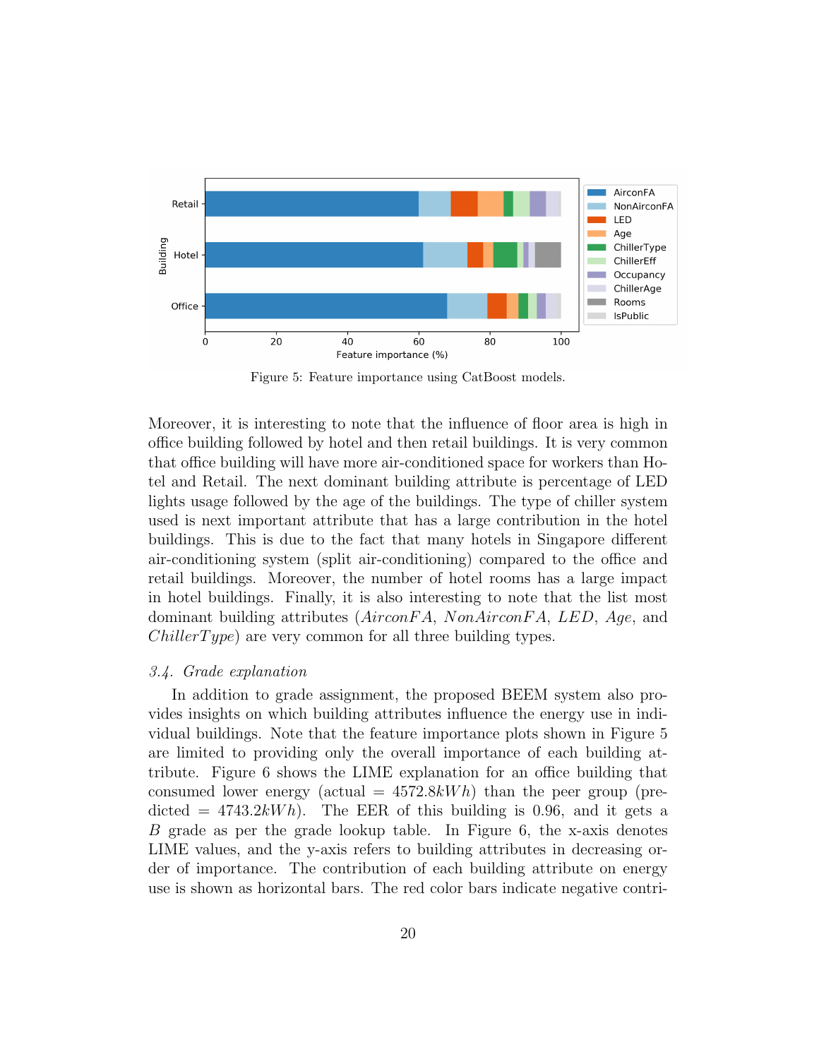Figure 5: Feature importance using CatBoost models.

Moreover, it is interesting to note that the influence of floor area is high in office building followed by hotel and then retail buildings. It is very common that office building will have more air-conditioned space for workers than Hotel and Retail. The next dominant building attribute is percentage of LED lights usage followed by the age of the buildings. The type of chiller system used is next important attribute that has a large contribution in the hotel buildings. This is due to the fact that many hotels in Singapore different air-conditioning system (split air-conditioning) compared to the office and retail buildings. Moreover, the number of hotel rooms has a large impact in hotel buildings. Finally, it is also interesting to note that the list most dominant building attributes (*AirconFA*, *NonAirconFA*, *LED*, *Age*, and *ChillerType*) are very common for all three building types.

### *3.4. Grade explanation*

In addition to grade assignment, the proposed BEEM system also provides insights on which building attributes influence the energy use in individual buildings. Note that the feature importance plots shown in Figure 5 are limited to providing only the overall importance of each building attribute. Figure 6 shows the LIME explanation for an office building that consumed lower energy (actual = $4572.8kWh$) than the peer group (predicted = $4743.2kWh$). The EER of this building is 0.96, and it gets a *B* grade as per the grade lookup table. In Figure 6, the x-axis denotes LIME values, and the y-axis refers to building attributes in decreasing order of importance. The contribution of each building attribute on energy use is shown as horizontal bars. The red color bars indicate negative contri-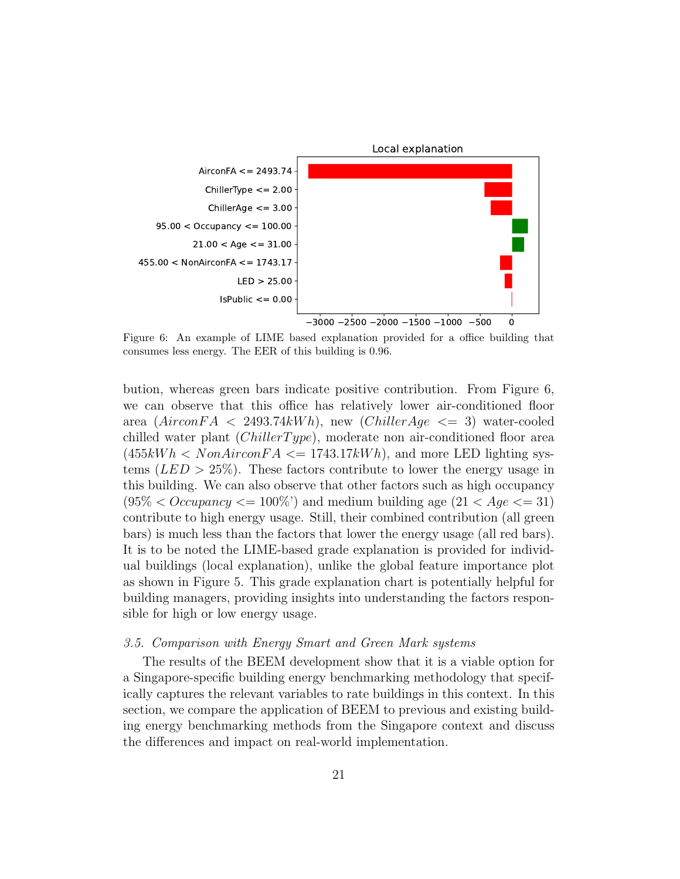Figure 6: An example of LIME based explanation provided for a office building that consumes less energy. The EER of this building is 0.96.

bution, whereas green bars indicate positive contribution. From Figure 6, we can observe that this office has relatively lower air-conditioned floor area ($AirconFA < 2493.74kWh$), new ($ChillerAge <= 3$) water-cooled chilled water plant ($ChillerType$), moderate non air-conditioned floor area ($455kWh < NonAirconFA <= 1743.17kWh$), and more LED lighting systems ($LED > 25\%$). These factors contribute to lower the energy usage in this building. We can also observe that other factors such as high occupancy ($95\% < Occupancy <= 100\%$') and medium building age ($21 < Age <= 31$) contribute to high energy usage. Still, their combined contribution (all green bars) is much less than the factors that lower the energy usage (all red bars). It is to be noted the LIME-based grade explanation is provided for individual buildings (local explanation), unlike the global feature importance plot as shown in Figure 5. This grade explanation chart is potentially helpful for building managers, providing insights into understanding the factors responsible for high or low energy usage.

### *3.5. Comparison with Energy Smart and Green Mark systems*

The results of the BEEM development show that it is a viable option for a Singapore-specific building energy benchmarking methodology that specifically captures the relevant variables to rate buildings in this context. In this section, we compare the application of BEEM to previous and existing building energy benchmarking methods from the Singapore context and discuss the differences and impact on real-world implementation.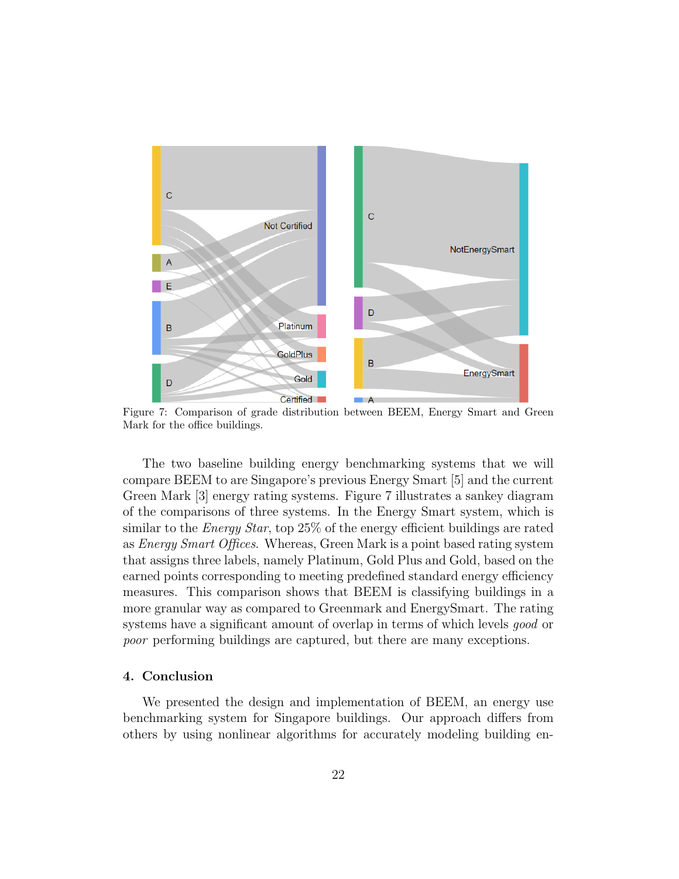Figure 7: Comparison of grade distribution between BEEM, Energy Smart and Green Mark for the office buildings.

The two baseline building energy benchmarking systems that we will compare BEEM to are Singapore's previous Energy Smart [5] and the current Green Mark [3] energy rating systems. Figure 7 illustrates a sankey diagram of the comparisons of three systems. In the Energy Smart system, which is similar to the *Energy Star*, top 25% of the energy efficient buildings are rated as *Energy Smart Offices*. Whereas, Green Mark is a point based rating system that assigns three labels, namely Platinum, Gold Plus and Gold, based on the earned points corresponding to meeting predefined standard energy efficiency measures. This comparison shows that BEEM is classifying buildings in a more granular way as compared to Greenmark and EnergySmart. The rating systems have a significant amount of overlap in terms of which levels *good* or *poor* performing buildings are captured, but there are many exceptions.

## 4. Conclusion

We presented the design and implementation of BEEM, an energy use benchmarking system for Singapore buildings. Our approach differs from others by using nonlinear algorithms for accurately modeling building en-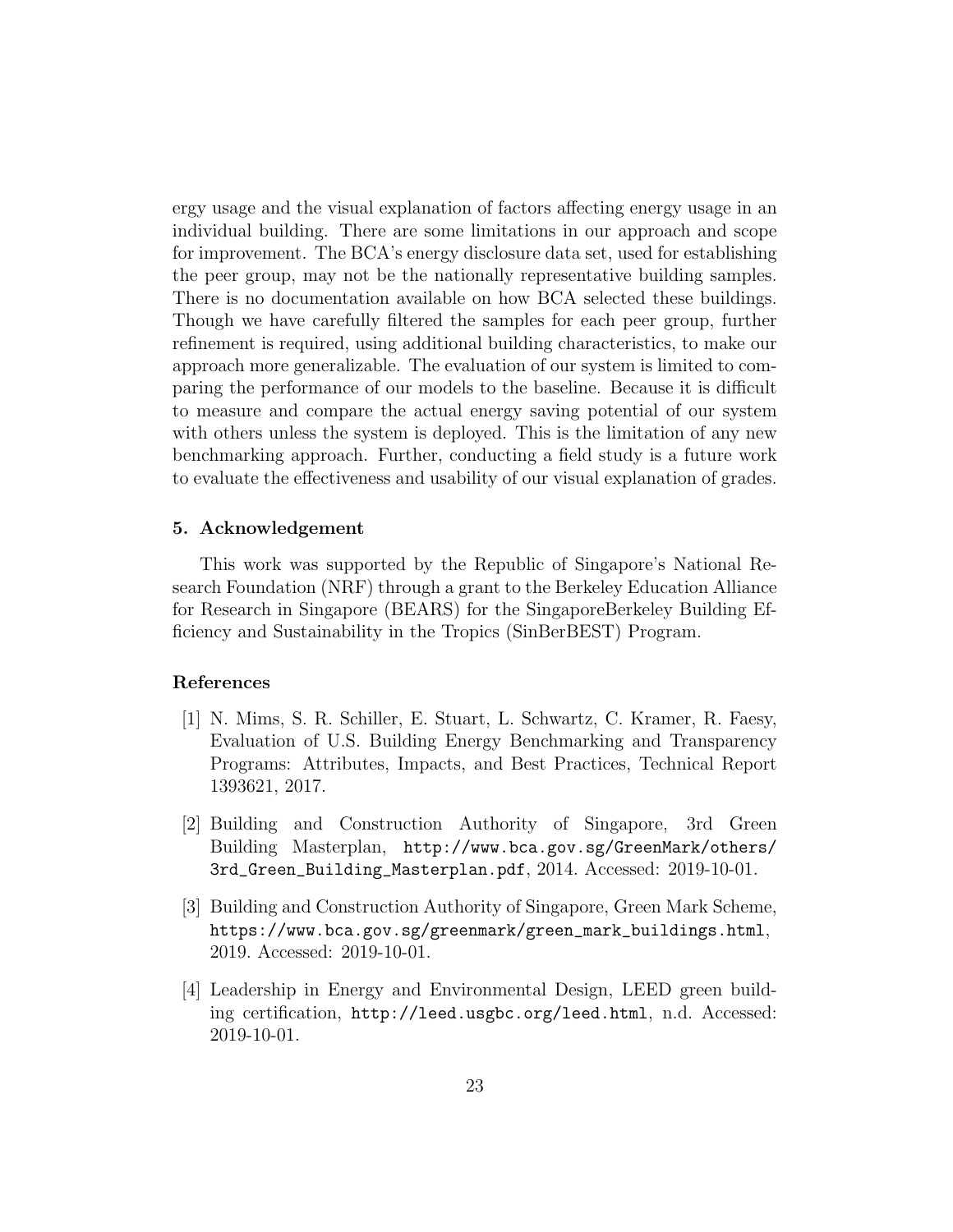ergy usage and the visual explanation of factors affecting energy usage in an individual building. There are some limitations in our approach and scope for improvement. The BCA's energy disclosure data set, used for establishing the peer group, may not be the nationally representative building samples. There is no documentation available on how BCA selected these buildings. Though we have carefully filtered the samples for each peer group, further refinement is required, using additional building characteristics, to make our approach more generalizable. The evaluation of our system is limited to comparing the performance of our models to the baseline. Because it is difficult to measure and compare the actual energy saving potential of our system with others unless the system is deployed. This is the limitation of any new benchmarking approach. Further, conducting a field study is a future work to evaluate the effectiveness and usability of our visual explanation of grades.

## 5. Acknowledgement

This work was supported by the Republic of Singapore's National Research Foundation (NRF) through a grant to the Berkeley Education Alliance for Research in Singapore (BEARS) for the SingaporeBerkeley Building Efficiency and Sustainability in the Tropics (SinBerBEST) Program.

## References

[1] N. Mims, S. R. Schiller, E. Stuart, L. Schwartz, C. Kramer, R. Faesy, Evaluation of U.S. Building Energy Benchmarking and Transparency Programs: Attributes, Impacts, and Best Practices, Technical Report 1393621, 2017.

[2] Building and Construction Authority of Singapore, 3rd Green Building Masterplan, `http://www.bca.gov.sg/GreenMark/others/3rd_Green_Building_Masterplan.pdf`, 2014. Accessed: 2019-10-01.

[3] Building and Construction Authority of Singapore, Green Mark Scheme, `https://www.bca.gov.sg/greenmark/green_mark_buildings.html`, 2019. Accessed: 2019-10-01.

[4] Leadership in Energy and Environmental Design, LEED green building certification, `http://leed.usgbc.org/leed.html`, n.d. Accessed: 2019-10-01.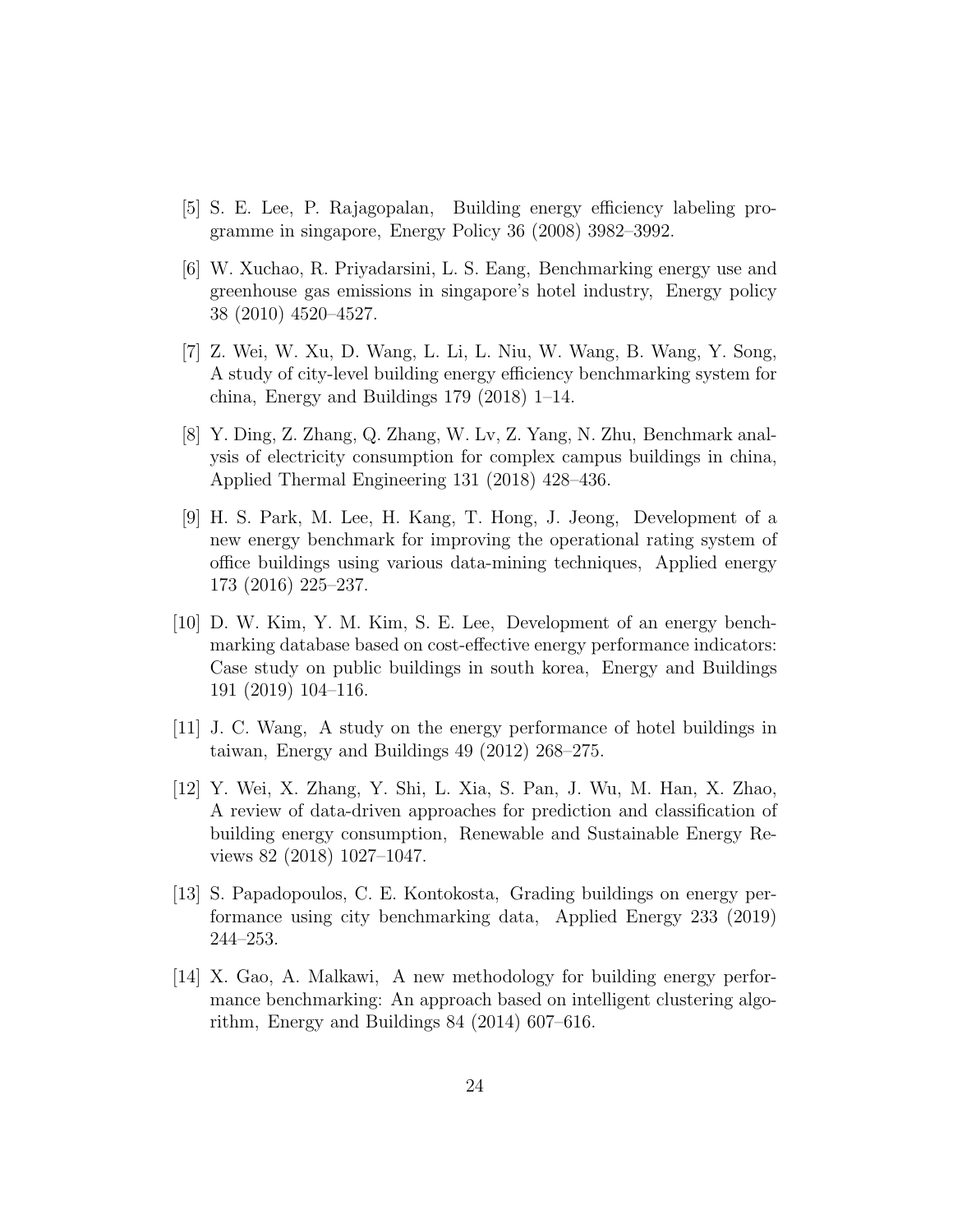[5] S. E. Lee, P. Rajagopalan, Building energy efficiency labeling programme in singapore, Energy Policy 36 (2008) 3982–3992.

[6] W. Xuchao, R. Priyadarsini, L. S. Eang, Benchmarking energy use and greenhouse gas emissions in singapore's hotel industry, Energy policy 38 (2010) 4520–4527.

[7] Z. Wei, W. Xu, D. Wang, L. Li, L. Niu, W. Wang, B. Wang, Y. Song, A study of city-level building energy efficiency benchmarking system for china, Energy and Buildings 179 (2018) 1–14.

[8] Y. Ding, Z. Zhang, Q. Zhang, W. Lv, Z. Yang, N. Zhu, Benchmark analysis of electricity consumption for complex campus buildings in china, Applied Thermal Engineering 131 (2018) 428–436.

[9] H. S. Park, M. Lee, H. Kang, T. Hong, J. Jeong, Development of a new energy benchmark for improving the operational rating system of office buildings using various data-mining techniques, Applied energy 173 (2016) 225–237.

[10] D. W. Kim, Y. M. Kim, S. E. Lee, Development of an energy benchmarking database based on cost-effective energy performance indicators: Case study on public buildings in south korea, Energy and Buildings 191 (2019) 104–116.

[11] J. C. Wang, A study on the energy performance of hotel buildings in taiwan, Energy and Buildings 49 (2012) 268–275.

[12] Y. Wei, X. Zhang, Y. Shi, L. Xia, S. Pan, J. Wu, M. Han, X. Zhao, A review of data-driven approaches for prediction and classification of building energy consumption, Renewable and Sustainable Energy Reviews 82 (2018) 1027–1047.

[13] S. Papadopoulos, C. E. Kontokosta, Grading buildings on energy performance using city benchmarking data, Applied Energy 233 (2019) 244–253.

[14] X. Gao, A. Malkawi, A new methodology for building energy performance benchmarking: An approach based on intelligent clustering algorithm, Energy and Buildings 84 (2014) 607–616.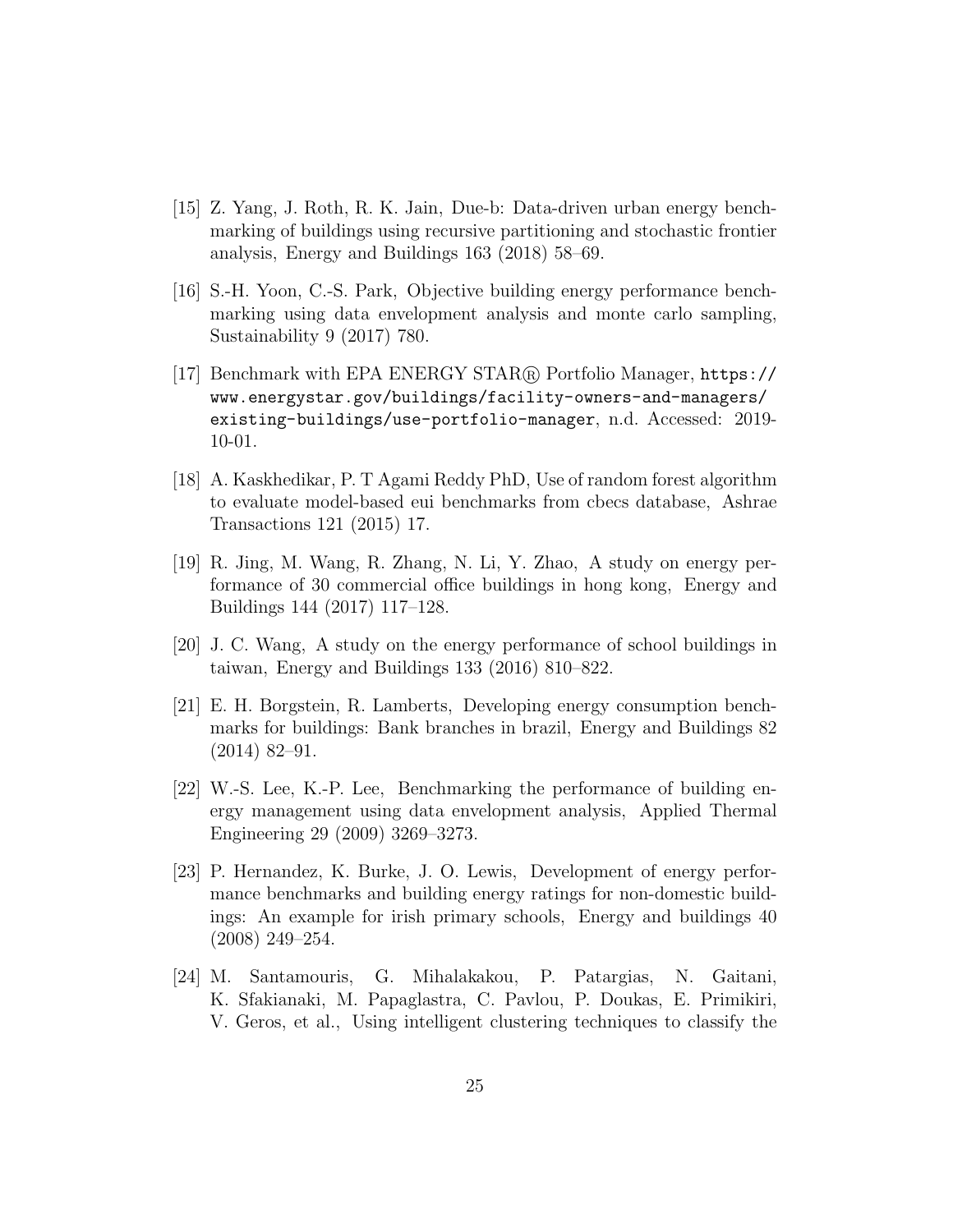[15] Z. Yang, J. Roth, R. K. Jain, Due-b: Data-driven urban energy benchmarking of buildings using recursive partitioning and stochastic frontier analysis, Energy and Buildings 163 (2018) 58–69.

[16] S.-H. Yoon, C.-S. Park, Objective building energy performance benchmarking using data envelopment analysis and monte carlo sampling, Sustainability 9 (2017) 780.

[17] Benchmark with EPA ENERGY STAR® Portfolio Manager, `https://www.energystar.gov/buildings/facility-owners-and-managers/existing-buildings/use-portfolio-manager`, n.d. Accessed: 2019-10-01.

[18] A. Kaskhedikar, P. T Agami Reddy PhD, Use of random forest algorithm to evaluate model-based eui benchmarks from cbecs database, Ashrae Transactions 121 (2015) 17.

[19] R. Jing, M. Wang, R. Zhang, N. Li, Y. Zhao, A study on energy performance of 30 commercial office buildings in hong kong, Energy and Buildings 144 (2017) 117–128.

[20] J. C. Wang, A study on the energy performance of school buildings in taiwan, Energy and Buildings 133 (2016) 810–822.

[21] E. H. Borgstein, R. Lamberts, Developing energy consumption benchmarks for buildings: Bank branches in brazil, Energy and Buildings 82 (2014) 82–91.

[22] W.-S. Lee, K.-P. Lee, Benchmarking the performance of building energy management using data envelopment analysis, Applied Thermal Engineering 29 (2009) 3269–3273.

[23] P. Hernandez, K. Burke, J. O. Lewis, Development of energy performance benchmarks and building energy ratings for non-domestic buildings: An example for irish primary schools, Energy and buildings 40 (2008) 249–254.

[24] M. Santamouris, G. Mihalakakou, P. Patargias, N. Gaitani, K. Sfakianaki, M. Papaglastra, C. Pavlou, P. Doukas, E. Primikiri, V. Geros, et al., Using intelligent clustering techniques to classify the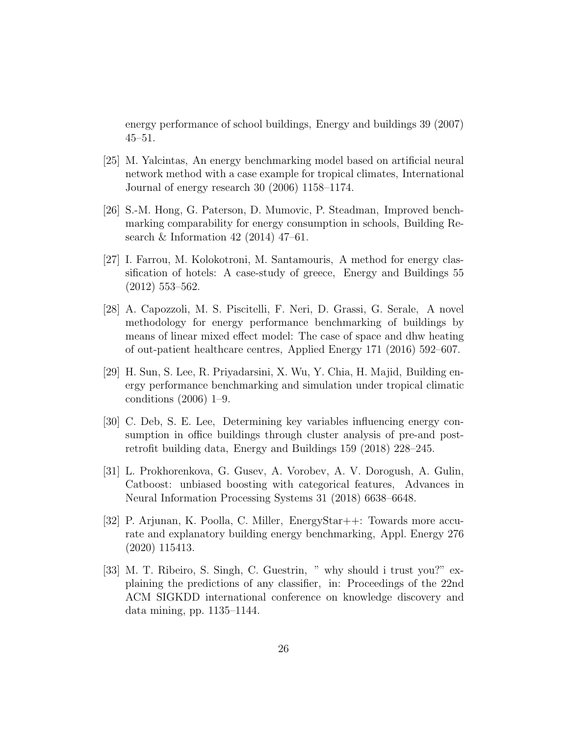energy performance of school buildings, Energy and buildings 39 (2007) 45–51.

[25] M. Yalcintas, An energy benchmarking model based on artificial neural network method with a case example for tropical climates, International Journal of energy research 30 (2006) 1158–1174.

[26] S.-M. Hong, G. Paterson, D. Mumovic, P. Steadman, Improved benchmarking comparability for energy consumption in schools, Building Research & Information 42 (2014) 47–61.

[27] I. Farrou, M. Kolokotroni, M. Santamouris, A method for energy classification of hotels: A case-study of greece, Energy and Buildings 55 (2012) 553–562.

[28] A. Capozzoli, M. S. Piscitelli, F. Neri, D. Grassi, G. Serale, A novel methodology for energy performance benchmarking of buildings by means of linear mixed effect model: The case of space and dhw heating of out-patient healthcare centres, Applied Energy 171 (2016) 592–607.

[29] H. Sun, S. Lee, R. Priyadarsini, X. Wu, Y. Chia, H. Majid, Building energy performance benchmarking and simulation under tropical climatic conditions (2006) 1–9.

[30] C. Deb, S. E. Lee, Determining key variables influencing energy consumption in office buildings through cluster analysis of pre-and post-retrofit building data, Energy and Buildings 159 (2018) 228–245.

[31] L. Prokhorenkova, G. Gusev, A. Vorobev, A. V. Dorogush, A. Gulin, Catboost: unbiased boosting with categorical features, Advances in Neural Information Processing Systems 31 (2018) 6638–6648.

[32] P. Arjunan, K. Poolla, C. Miller, EnergyStar++: Towards more accurate and explanatory building energy benchmarking, Appl. Energy 276 (2020) 115413.

[33] M. T. Ribeiro, S. Singh, C. Guestrin, " why should i trust you?" explaining the predictions of any classifier, in: Proceedings of the 22nd ACM SIGKDD international conference on knowledge discovery and data mining, pp. 1135–1144.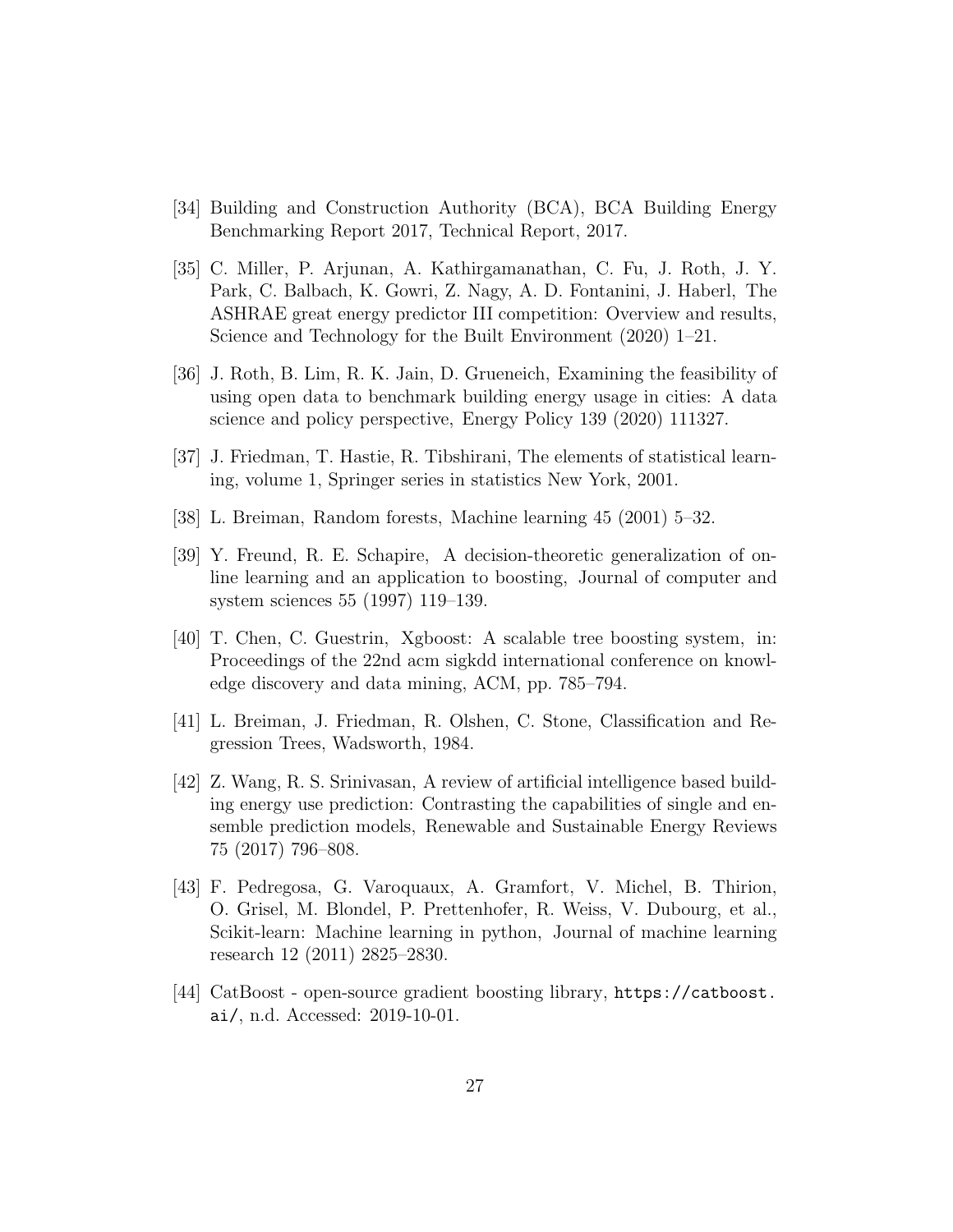[34] Building and Construction Authority (BCA), BCA Building Energy Benchmarking Report 2017, Technical Report, 2017.

[35] C. Miller, P. Arjunan, A. Kathirgamanathan, C. Fu, J. Roth, J. Y. Park, C. Balbach, K. Gowri, Z. Nagy, A. D. Fontanini, J. Haberl, The ASHRAE great energy predictor III competition: Overview and results, Science and Technology for the Built Environment (2020) 1–21.

[36] J. Roth, B. Lim, R. K. Jain, D. Grueneich, Examining the feasibility of using open data to benchmark building energy usage in cities: A data science and policy perspective, Energy Policy 139 (2020) 111327.

[37] J. Friedman, T. Hastie, R. Tibshirani, The elements of statistical learning, volume 1, Springer series in statistics New York, 2001.

[38] L. Breiman, Random forests, Machine learning 45 (2001) 5–32.

[39] Y. Freund, R. E. Schapire, A decision-theoretic generalization of on-line learning and an application to boosting, Journal of computer and system sciences 55 (1997) 119–139.

[40] T. Chen, C. Guestrin, Xgboost: A scalable tree boosting system, in: Proceedings of the 22nd acm sigkdd international conference on knowledge discovery and data mining, ACM, pp. 785–794.

[41] L. Breiman, J. Friedman, R. Olshen, C. Stone, Classification and Regression Trees, Wadsworth, 1984.

[42] Z. Wang, R. S. Srinivasan, A review of artificial intelligence based building energy use prediction: Contrasting the capabilities of single and ensemble prediction models, Renewable and Sustainable Energy Reviews 75 (2017) 796–808.

[43] F. Pedregosa, G. Varoquaux, A. Gramfort, V. Michel, B. Thirion, O. Grisel, M. Blondel, P. Prettenhofer, R. Weiss, V. Dubourg, et al., Scikit-learn: Machine learning in python, Journal of machine learning research 12 (2011) 2825–2830.

[44] CatBoost - open-source gradient boosting library, https://catboost.ai/, n.d. Accessed: 2019-10-01.